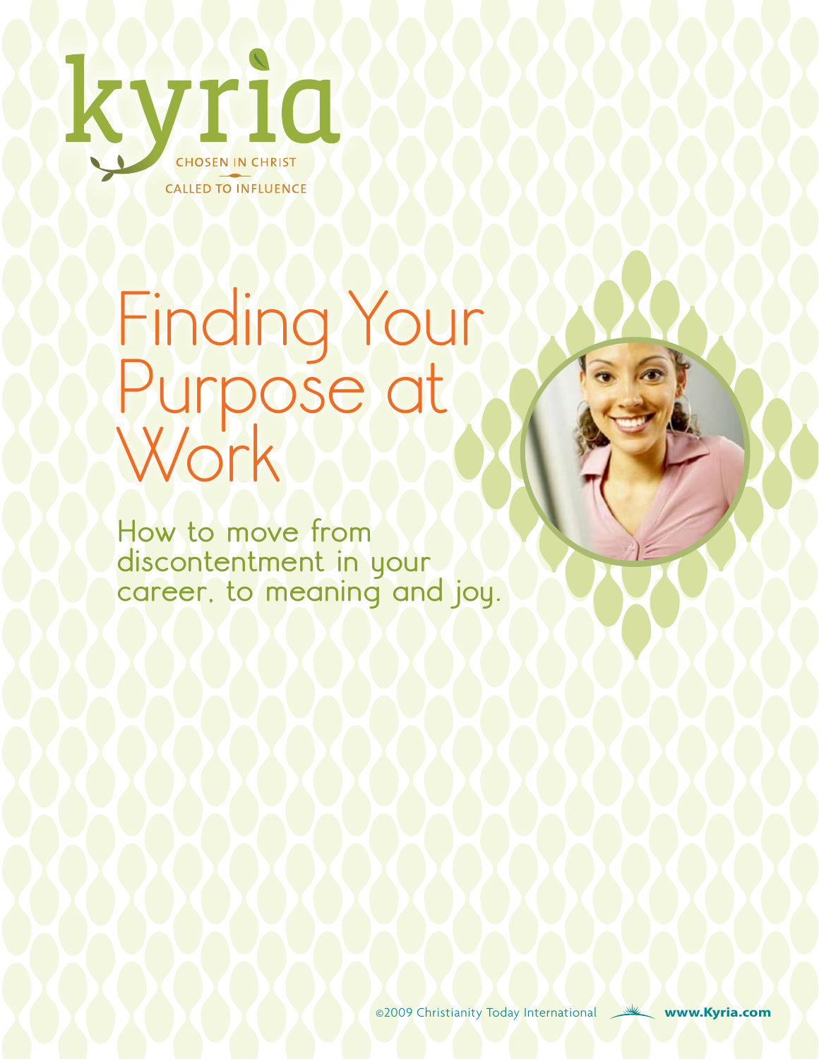kyria

CHOSEN IN CHRIST
CALLED TO INFLUENCE

# Finding Your Purpose at Work

## How to move from discontentment in your career, to meaning and joy.

©2009 Christianity Today International www.Kyria.com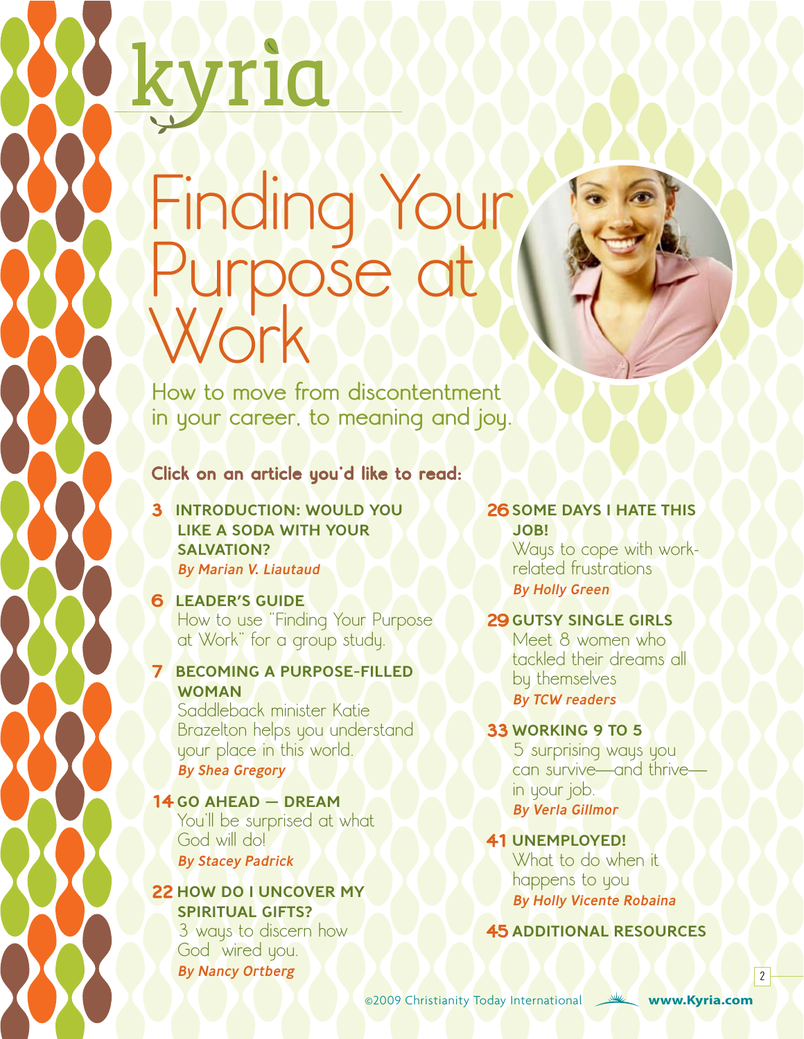kyria

# Finding Your Purpose at Work

How to move from discontentment in your career, to meaning and joy.

**Click on an article you'd like to read:**

**3 INTRODUCTION: WOULD YOU LIKE A SODA WITH YOUR SALVATION?**
*By Marian V. Liautaud*

**6 LEADER'S GUIDE**
How to use "Finding Your Purpose at Work" for a group study.

**7 BECOMING A PURPOSE-FILLED WOMAN**
Saddleback minister Katie Brazelton helps you understand your place in this world.
*By Shea Gregory*

**14 GO AHEAD — DREAM**
You'll be surprised at what God will do!
*By Stacey Padrick*

**22 HOW DO I UNCOVER MY SPIRITUAL GIFTS?**
3 ways to discern how God wired you.
*By Nancy Ortberg*

**26 SOME DAYS I HATE THIS JOB!**
Ways to cope with work-related frustrations
*By Holly Green*

**29 GUTSY SINGLE GIRLS**
Meet 8 women who tackled their dreams all by themselves
*By TCW readers*

**33 WORKING 9 TO 5**
5 surprising ways you can survive—and thrive—in your job.
*By Verla Gillmor*

**41 UNEMPLOYED!**
What to do when it happens to you
*By Holly Vicente Robaina*

**45 ADDITIONAL RESOURCES**

©2009 Christianity Today International www.Kyria.com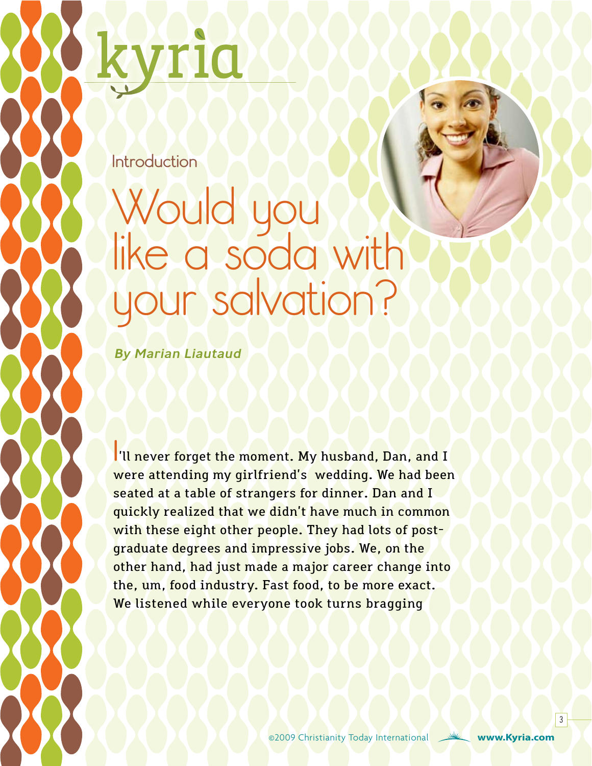kyria

Introduction

# Would you like a soda with your salvation?

***By Marian Liautaud***

I'll never forget the moment. My husband, Dan, and I were attending my girlfriend's wedding. We had been seated at a table of strangers for dinner. Dan and I quickly realized that we didn't have much in common with these eight other people. They had lots of post-graduate degrees and impressive jobs. We, on the other hand, had just made a major career change into the, um, food industry. Fast food, to be more exact. We listened while everyone took turns bragging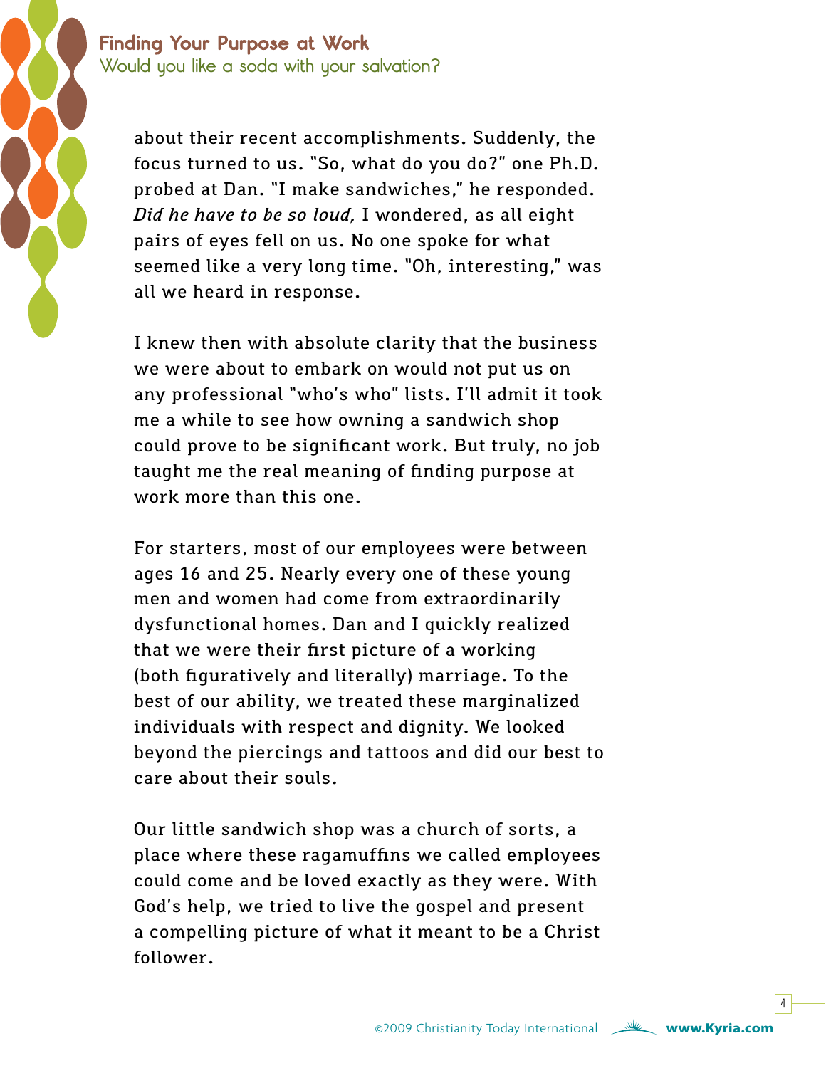about their recent accomplishments. Suddenly, the focus turned to us. "So, what do you do?" one Ph.D. probed at Dan. "I make sandwiches," he responded. *Did he have to be so loud,* I wondered, as all eight pairs of eyes fell on us. No one spoke for what seemed like a very long time. "Oh, interesting," was all we heard in response.

I knew then with absolute clarity that the business we were about to embark on would not put us on any professional "who's who" lists. I'll admit it took me a while to see how owning a sandwich shop could prove to be significant work. But truly, no job taught me the real meaning of finding purpose at work more than this one.

For starters, most of our employees were between ages 16 and 25. Nearly every one of these young men and women had come from extraordinarily dysfunctional homes. Dan and I quickly realized that we were their first picture of a working (both figuratively and literally) marriage. To the best of our ability, we treated these marginalized individuals with respect and dignity. We looked beyond the piercings and tattoos and did our best to care about their souls.

Our little sandwich shop was a church of sorts, a place where these ragamuffins we called employees could come and be loved exactly as they were. With God's help, we tried to live the gospel and present a compelling picture of what it meant to be a Christ follower.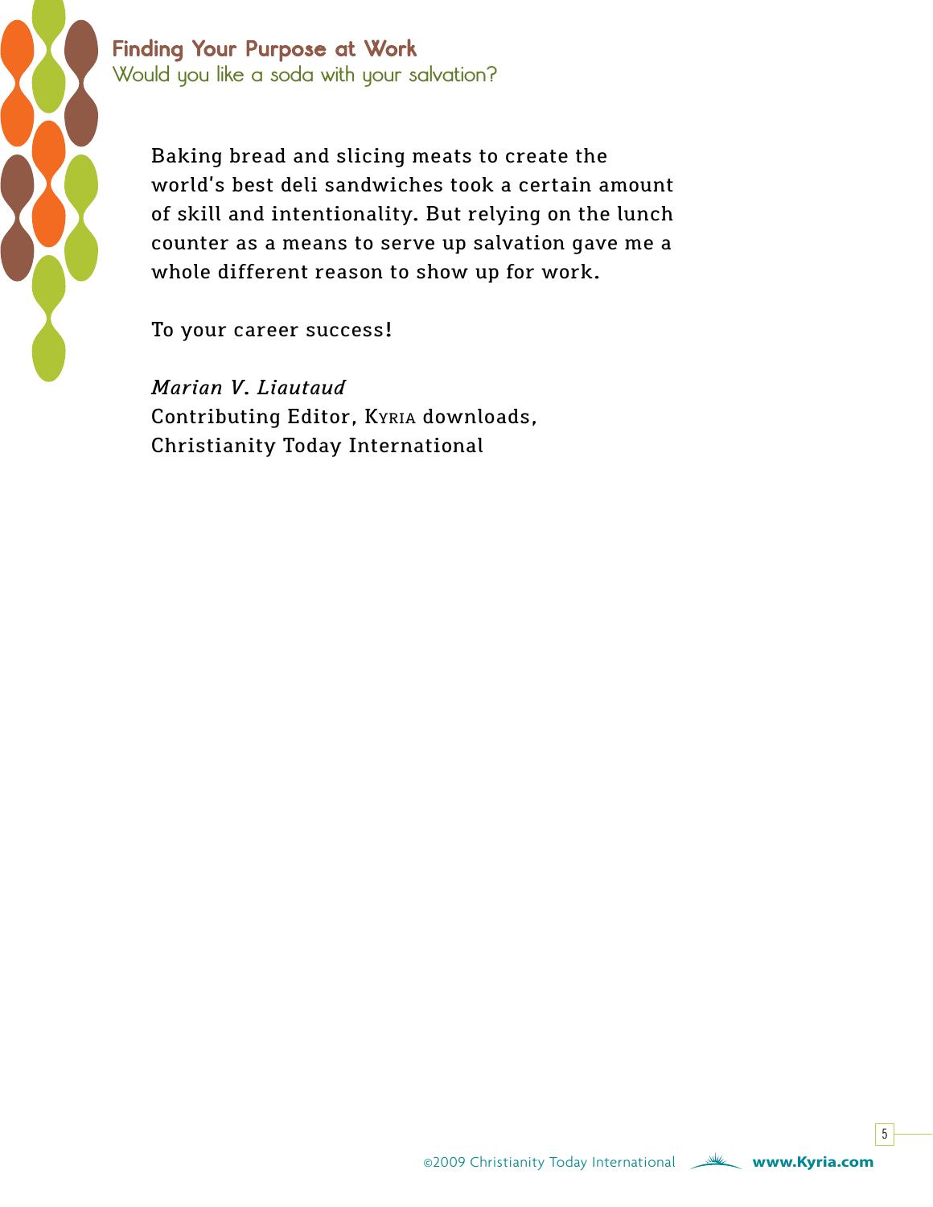Baking bread and slicing meats to create the world's best deli sandwiches took a certain amount of skill and intentionality. But relying on the lunch counter as a means to serve up salvation gave me a whole different reason to show up for work.

To your career success!

*Marian V. Liautaud*
Contributing Editor, Kyria downloads,
Christianity Today International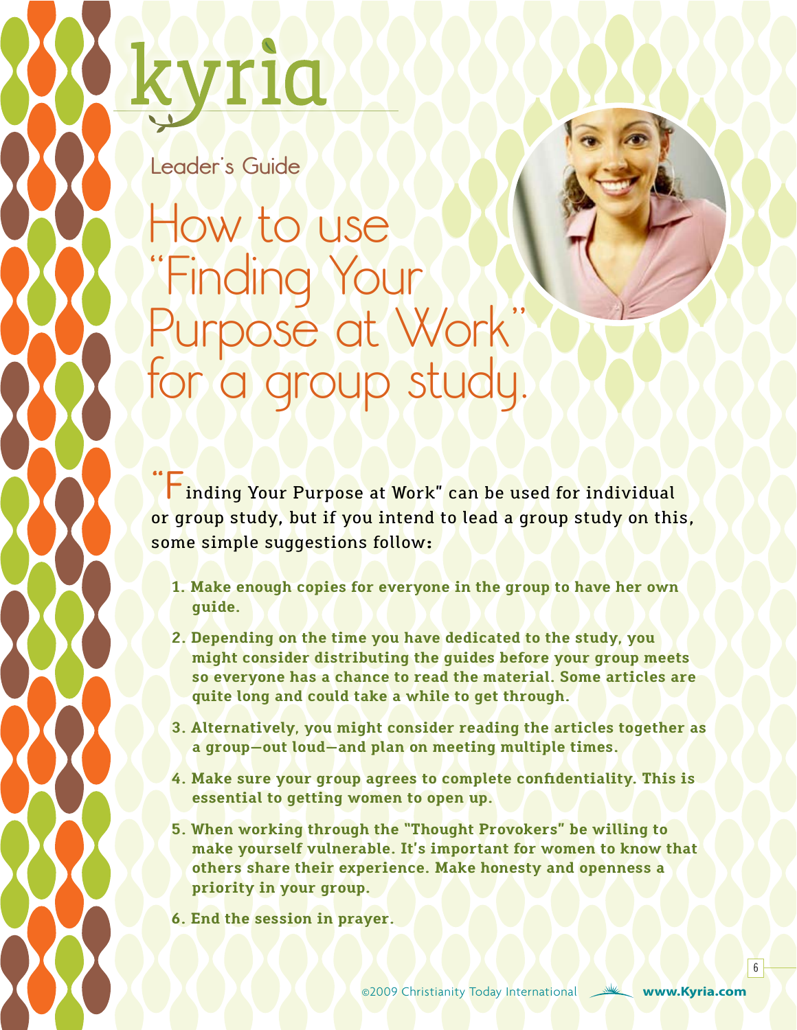kyria

Leader's Guide

# How to use "Finding Your Purpose at Work" for a group study.

"Finding Your Purpose at Work" can be used for individual or group study, but if you intend to lead a group study on this, some simple suggestions follow:

1. **Make enough copies for everyone in the group to have her own guide.**
2. **Depending on the time you have dedicated to the study, you might consider distributing the guides before your group meets so everyone has a chance to read the material. Some articles are quite long and could take a while to get through.**
3. **Alternatively, you might consider reading the articles together as a group—out loud—and plan on meeting multiple times.**
4. **Make sure your group agrees to complete confidentiality. This is essential to getting women to open up.**
5. **When working through the "Thought Provokers" be willing to make yourself vulnerable. It's important for women to know that others share their experience. Make honesty and openness a priority in your group.**
6. **End the session in prayer.**

©2009 Christianity Today International www.Kyria.com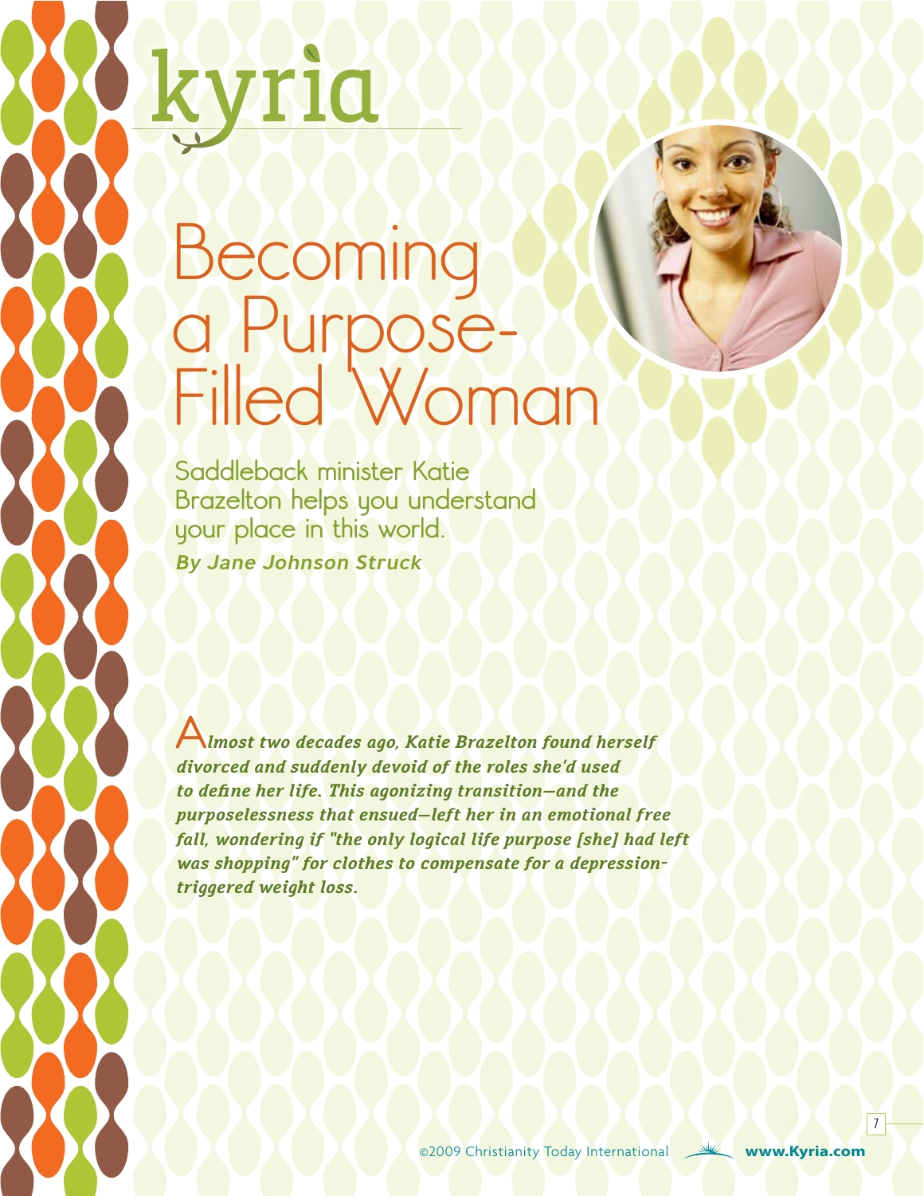# Becoming a Purpose-Filled Woman

Saddleback minister Katie Brazelton helps you understand your place in this world.

***By Jane Johnson Struck***

***Almost two decades ago, Katie Brazelton found herself divorced and suddenly devoid of the roles she'd used to define her life. This agonizing transition—and the purposelessness that ensued—left her in an emotional free fall, wondering if "the only logical life purpose [she] had left was shopping" for clothes to compensate for a depression-triggered weight loss.***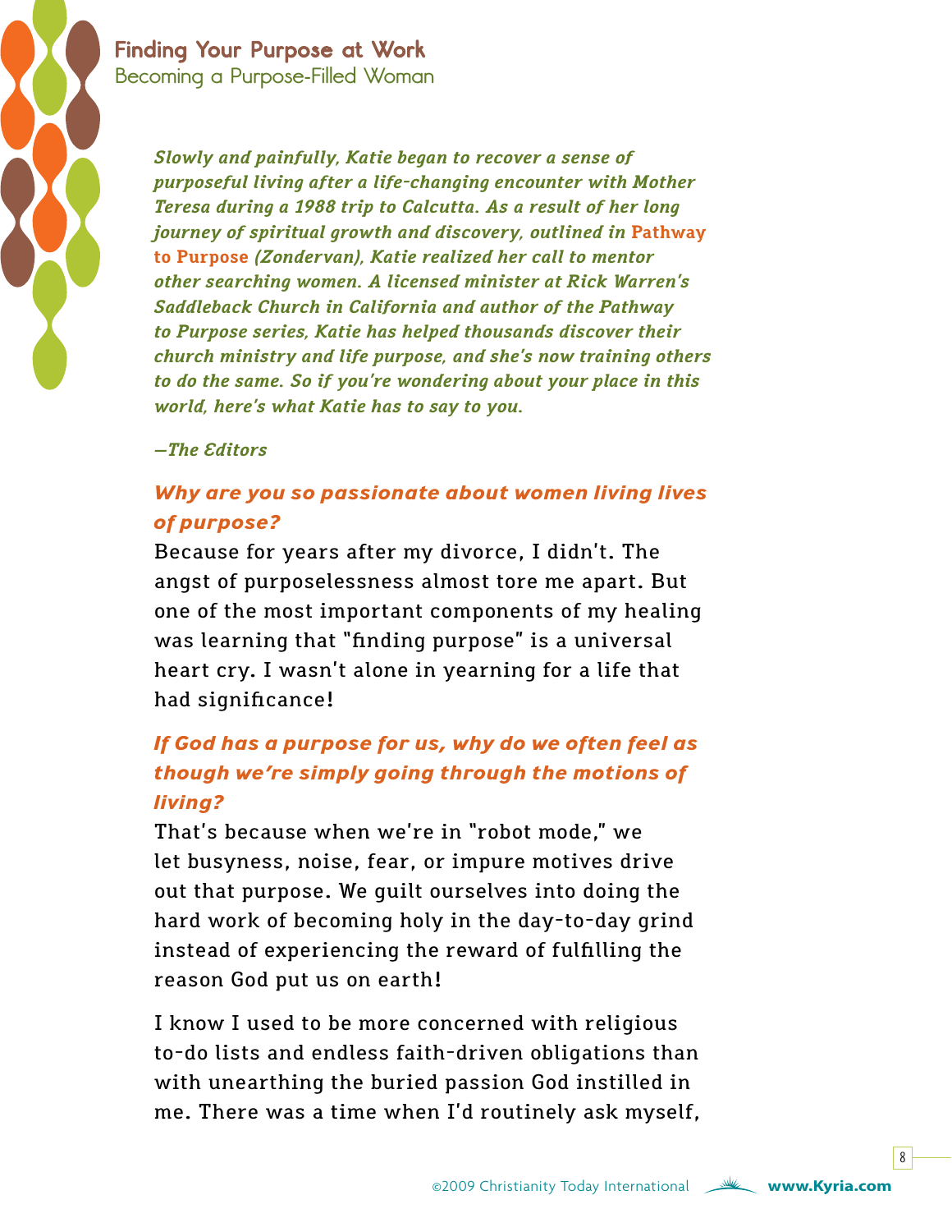*Slowly and painfully, Katie began to recover a sense of purposeful living after a life-changing encounter with Mother Teresa during a 1988 trip to Calcutta. As a result of her long journey of spiritual growth and discovery, outlined in* Pathway to Purpose *(Zondervan), Katie realized her call to mentor other searching women. A licensed minister at Rick Warren's Saddleback Church in California and author of the Pathway to Purpose series, Katie has helped thousands discover their church ministry and life purpose, and she's now training others to do the same. So if you're wondering about your place in this world, here's what Katie has to say to you.*

*—The Editors*

### *Why are you so passionate about women living lives of purpose?*

Because for years after my divorce, I didn't. The angst of purposelessness almost tore me apart. But one of the most important components of my healing was learning that "finding purpose" is a universal heart cry. I wasn't alone in yearning for a life that had significance!

### *If God has a purpose for us, why do we often feel as though we're simply going through the motions of living?*

That's because when we're in "robot mode," we let busyness, noise, fear, or impure motives drive out that purpose. We guilt ourselves into doing the hard work of becoming holy in the day-to-day grind instead of experiencing the reward of fulfilling the reason God put us on earth!

I know I used to be more concerned with religious to-do lists and endless faith-driven obligations than with unearthing the buried passion God instilled in me. There was a time when I'd routinely ask myself,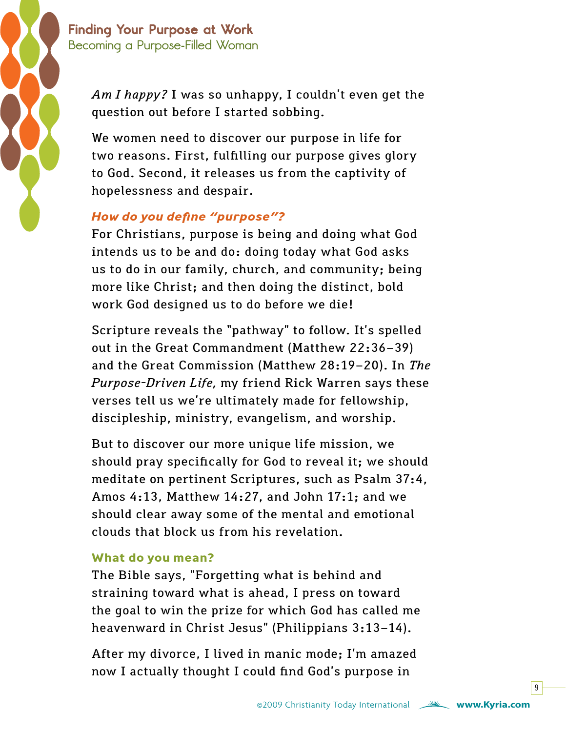*Am I happy?* I was so unhappy, I couldn't even get the question out before I started sobbing.

We women need to discover our purpose in life for two reasons. First, fulfilling our purpose gives glory to God. Second, it releases us from the captivity of hopelessness and despair.

***How do you define "purpose"?***

For Christians, purpose is being and doing what God intends us to be and do: doing today what God asks us to do in our family, church, and community; being more like Christ; and then doing the distinct, bold work God designed us to do before we die!

Scripture reveals the "pathway" to follow. It's spelled out in the Great Commandment (Matthew 22:36–39) and the Great Commission (Matthew 28:19–20). In *The Purpose-Driven Life,* my friend Rick Warren says these verses tell us we're ultimately made for fellowship, discipleship, ministry, evangelism, and worship.

But to discover our more unique life mission, we should pray specifically for God to reveal it; we should meditate on pertinent Scriptures, such as Psalm 37:4, Amos 4:13, Matthew 14:27, and John 17:1; and we should clear away some of the mental and emotional clouds that block us from his revelation.

**What do you mean?**

The Bible says, "Forgetting what is behind and straining toward what is ahead, I press on toward the goal to win the prize for which God has called me heavenward in Christ Jesus" (Philippians 3:13–14).

After my divorce, I lived in manic mode; I'm amazed now I actually thought I could find God's purpose in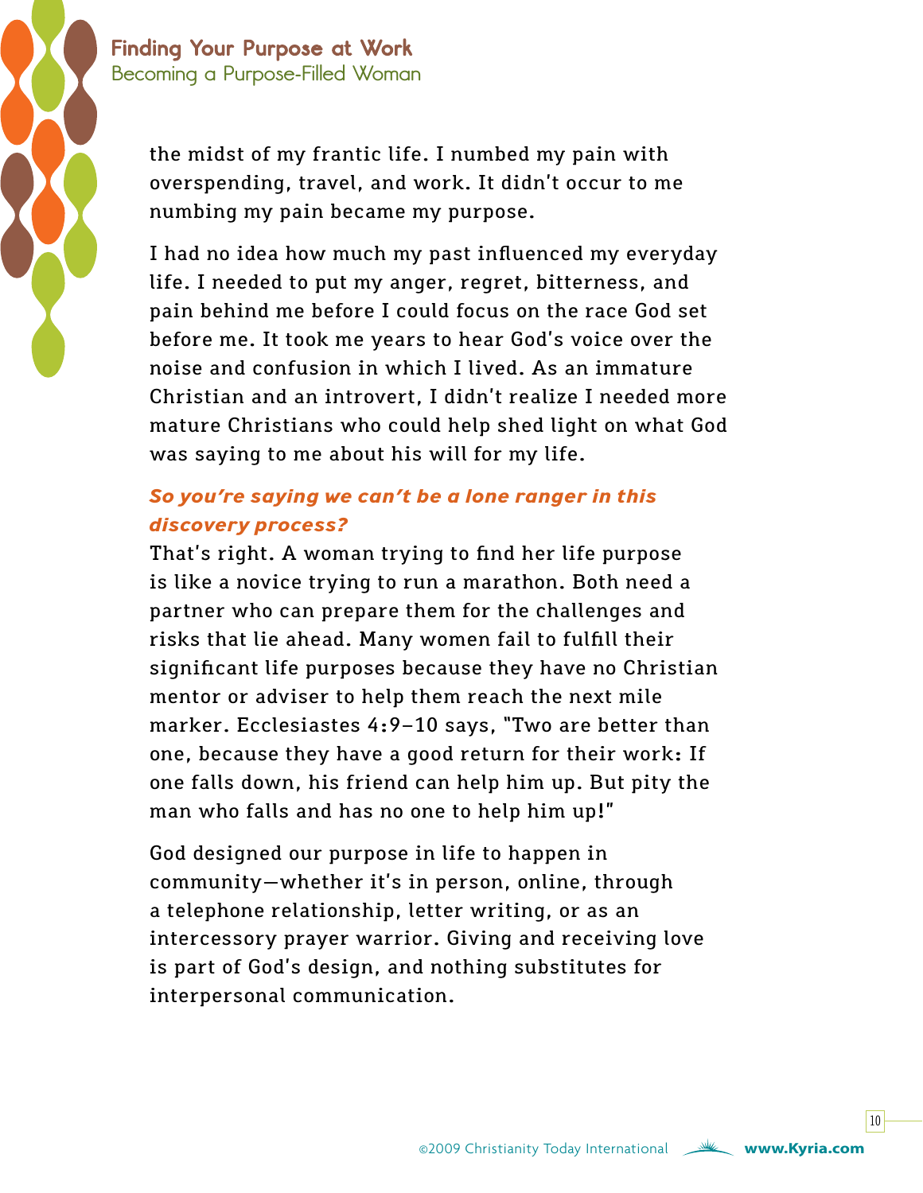the midst of my frantic life. I numbed my pain with overspending, travel, and work. It didn't occur to me numbing my pain became my purpose.

I had no idea how much my past influenced my everyday life. I needed to put my anger, regret, bitterness, and pain behind me before I could focus on the race God set before me. It took me years to hear God's voice over the noise and confusion in which I lived. As an immature Christian and an introvert, I didn't realize I needed more mature Christians who could help shed light on what God was saying to me about his will for my life.

***So you're saying we can't be a lone ranger in this discovery process?***

That's right. A woman trying to find her life purpose is like a novice trying to run a marathon. Both need a partner who can prepare them for the challenges and risks that lie ahead. Many women fail to fulfill their significant life purposes because they have no Christian mentor or adviser to help them reach the next mile marker. Ecclesiastes 4:9–10 says, "Two are better than one, because they have a good return for their work: If one falls down, his friend can help him up. But pity the man who falls and has no one to help him up!"

God designed our purpose in life to happen in community—whether it's in person, online, through a telephone relationship, letter writing, or as an intercessory prayer warrior. Giving and receiving love is part of God's design, and nothing substitutes for interpersonal communication.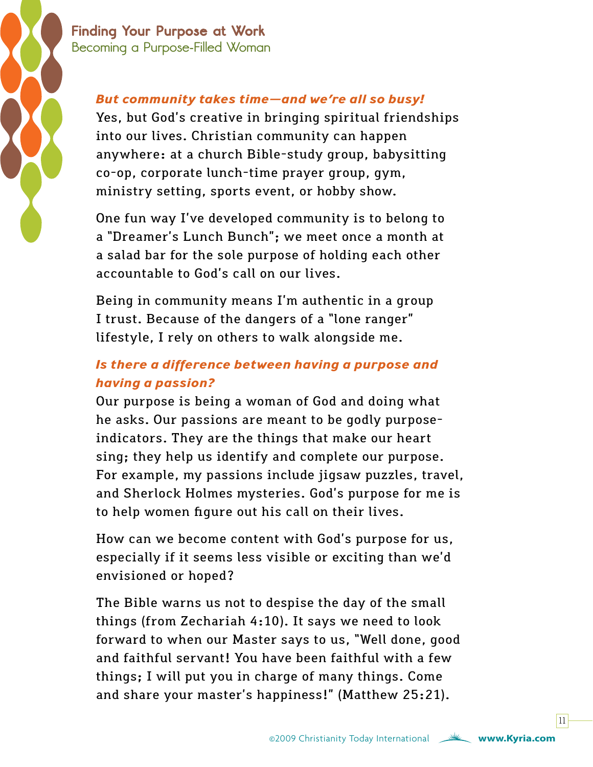### *But community takes time—and we're all so busy!*

Yes, but God's creative in bringing spiritual friendships into our lives. Christian community can happen anywhere: at a church Bible-study group, babysitting co-op, corporate lunch-time prayer group, gym, ministry setting, sports event, or hobby show.

One fun way I've developed community is to belong to a "Dreamer's Lunch Bunch"; we meet once a month at a salad bar for the sole purpose of holding each other accountable to God's call on our lives.

Being in community means I'm authentic in a group I trust. Because of the dangers of a "lone ranger" lifestyle, I rely on others to walk alongside me.

### *Is there a difference between having a purpose and having a passion?*

Our purpose is being a woman of God and doing what he asks. Our passions are meant to be godly purpose-indicators. They are the things that make our heart sing; they help us identify and complete our purpose. For example, my passions include jigsaw puzzles, travel, and Sherlock Holmes mysteries. God's purpose for me is to help women figure out his call on their lives.

How can we become content with God's purpose for us, especially if it seems less visible or exciting than we'd envisioned or hoped?

The Bible warns us not to despise the day of the small things (from Zechariah 4:10). It says we need to look forward to when our Master says to us, "Well done, good and faithful servant! You have been faithful with a few things; I will put you in charge of many things. Come and share your master's happiness!" (Matthew 25:21).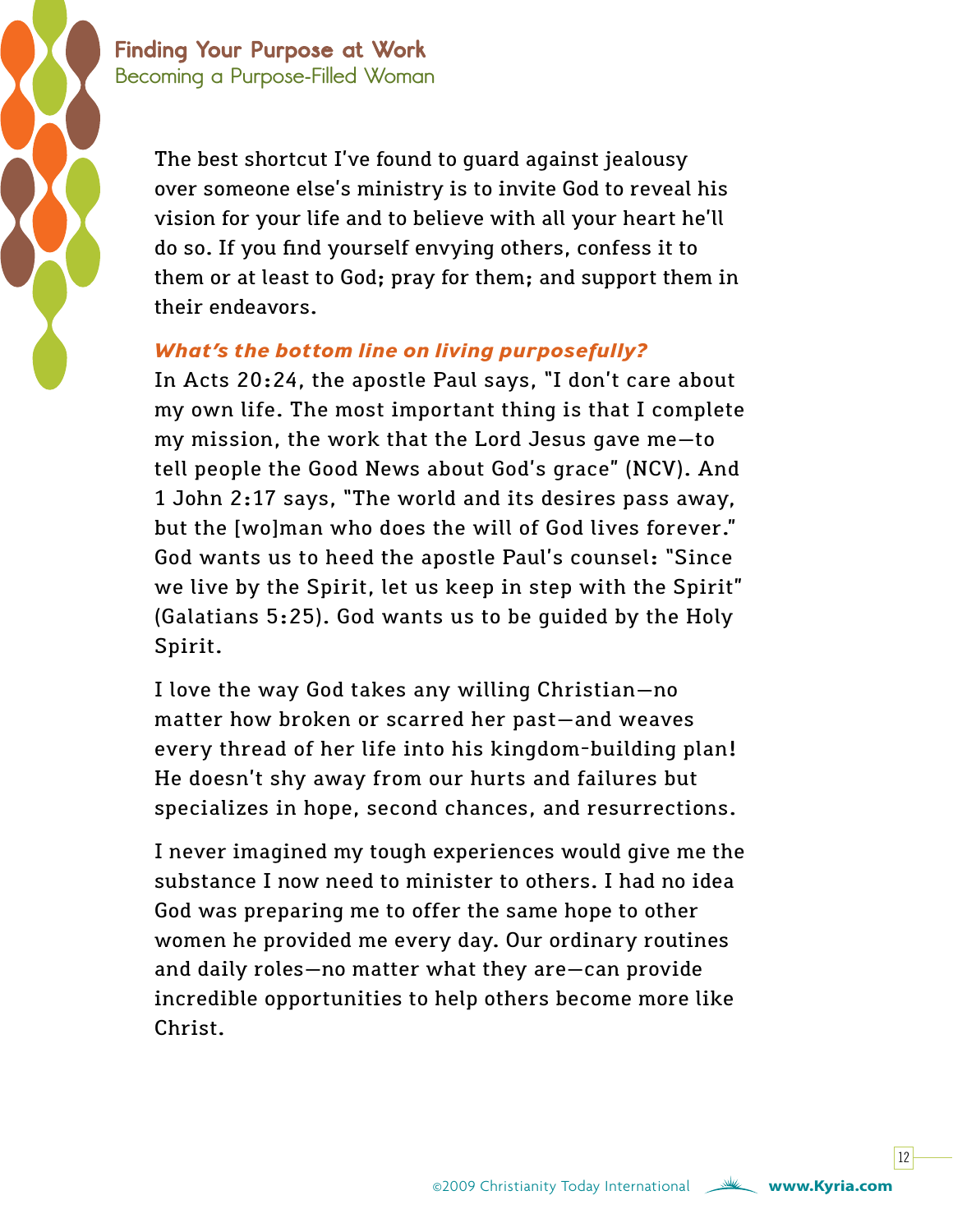The best shortcut I've found to guard against jealousy over someone else's ministry is to invite God to reveal his vision for your life and to believe with all your heart he'll do so. If you find yourself envying others, confess it to them or at least to God; pray for them; and support them in their endeavors.

***What's the bottom line on living purposefully?***

In Acts 20:24, the apostle Paul says, "I don't care about my own life. The most important thing is that I complete my mission, the work that the Lord Jesus gave me—to tell people the Good News about God's grace" (NCV). And 1 John 2:17 says, "The world and its desires pass away, but the [wo]man who does the will of God lives forever." God wants us to heed the apostle Paul's counsel: "Since we live by the Spirit, let us keep in step with the Spirit" (Galatians 5:25). God wants us to be guided by the Holy Spirit.

I love the way God takes any willing Christian—no matter how broken or scarred her past—and weaves every thread of her life into his kingdom-building plan! He doesn't shy away from our hurts and failures but specializes in hope, second chances, and resurrections.

I never imagined my tough experiences would give me the substance I now need to minister to others. I had no idea God was preparing me to offer the same hope to other women he provided me every day. Our ordinary routines and daily roles—no matter what they are—can provide incredible opportunities to help others become more like Christ.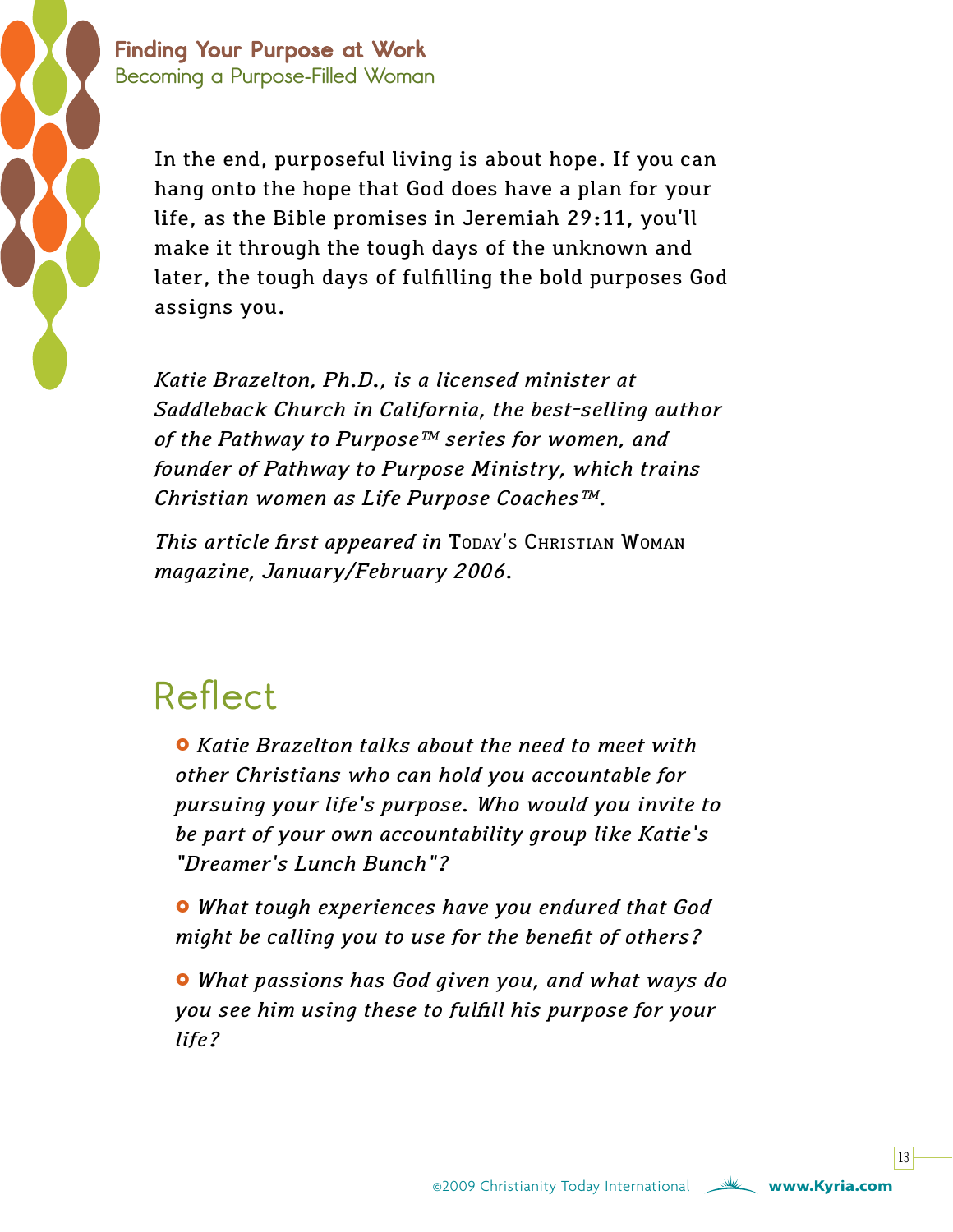In the end, purposeful living is about hope. If you can hang onto the hope that God does have a plan for your life, as the Bible promises in Jeremiah 29:11, you'll make it through the tough days of the unknown and later, the tough days of fulfilling the bold purposes God assigns you.

*Katie Brazelton, Ph.D., is a licensed minister at Saddleback Church in California, the best-selling author of the Pathway to Purpose™ series for women, and founder of Pathway to Purpose Ministry, which trains Christian women as Life Purpose Coaches™.*

*This article first appeared in* Today's Christian Woman *magazine, January/February 2006.*

## Reflect

- *Katie Brazelton talks about the need to meet with other Christians who can hold you accountable for pursuing your life's purpose. Who would you invite to be part of your own accountability group like Katie's "Dreamer's Lunch Bunch"?*
- *What tough experiences have you endured that God might be calling you to use for the benefit of others?*
- *What passions has God given you, and what ways do you see him using these to fulfill his purpose for your life?*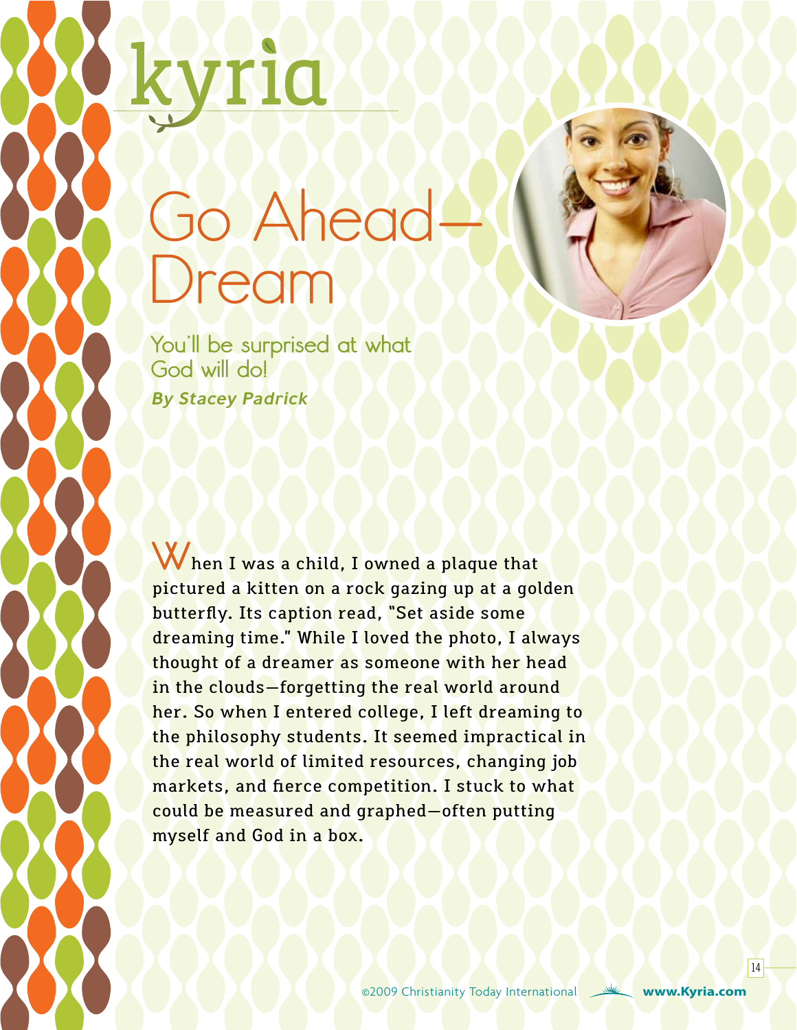# Go Ahead—Dream

## You'll be surprised at what God will do!

***By Stacey Padrick***

When I was a child, I owned a plaque that pictured a kitten on a rock gazing up at a golden butterfly. Its caption read, "Set aside some dreaming time." While I loved the photo, I always thought of a dreamer as someone with her head in the clouds—forgetting the real world around her. So when I entered college, I left dreaming to the philosophy students. It seemed impractical in the real world of limited resources, changing job markets, and fierce competition. I stuck to what could be measured and graphed—often putting myself and God in a box.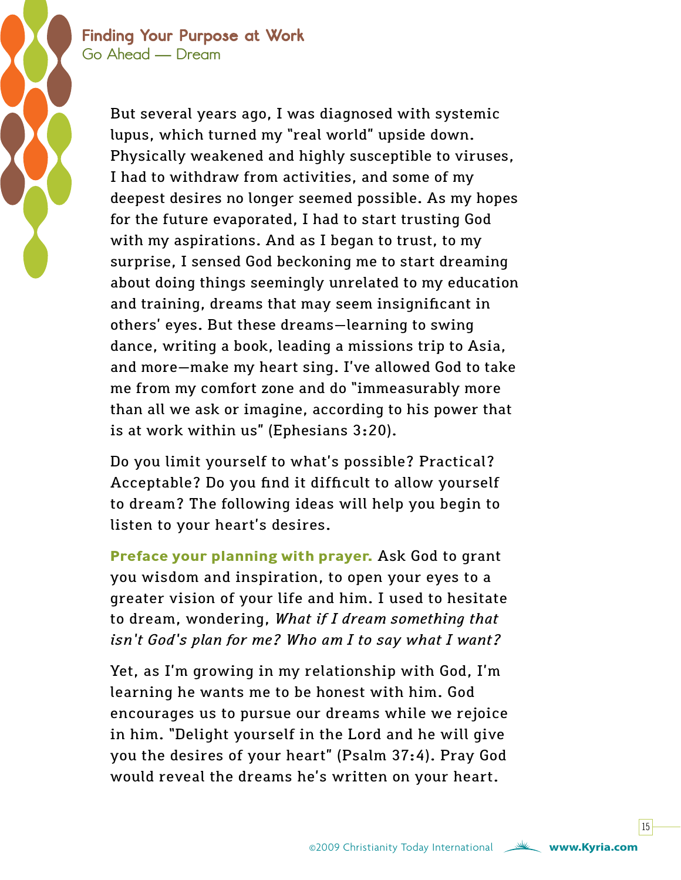But several years ago, I was diagnosed with systemic lupus, which turned my "real world" upside down. Physically weakened and highly susceptible to viruses, I had to withdraw from activities, and some of my deepest desires no longer seemed possible. As my hopes for the future evaporated, I had to start trusting God with my aspirations. And as I began to trust, to my surprise, I sensed God beckoning me to start dreaming about doing things seemingly unrelated to my education and training, dreams that may seem insignificant in others' eyes. But these dreams—learning to swing dance, writing a book, leading a missions trip to Asia, and more—make my heart sing. I've allowed God to take me from my comfort zone and do "immeasurably more than all we ask or imagine, according to his power that is at work within us" (Ephesians 3:20).

Do you limit yourself to what's possible? Practical? Acceptable? Do you find it difficult to allow yourself to dream? The following ideas will help you begin to listen to your heart's desires.

**Preface your planning with prayer.** Ask God to grant you wisdom and inspiration, to open your eyes to a greater vision of your life and him. I used to hesitate to dream, wondering, *What if I dream something that isn't God's plan for me? Who am I to say what I want?*

Yet, as I'm growing in my relationship with God, I'm learning he wants me to be honest with him. God encourages us to pursue our dreams while we rejoice in him. "Delight yourself in the Lord and he will give you the desires of your heart" (Psalm 37:4). Pray God would reveal the dreams he's written on your heart.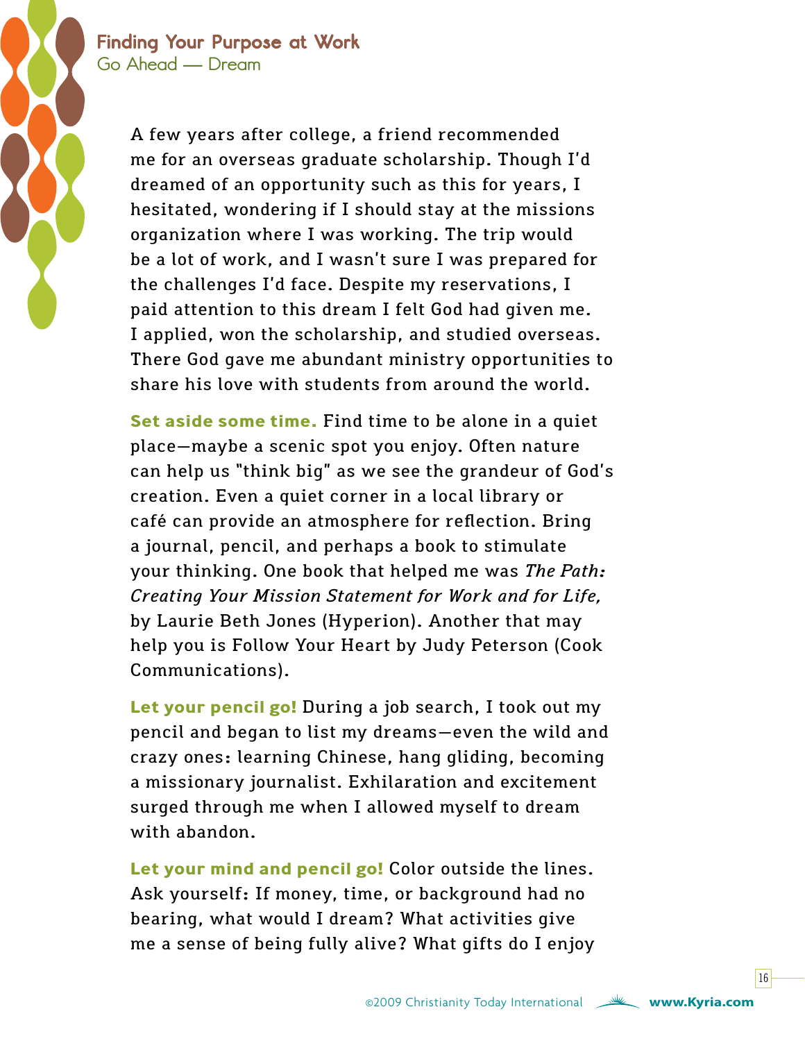A few years after college, a friend recommended me for an overseas graduate scholarship. Though I'd dreamed of an opportunity such as this for years, I hesitated, wondering if I should stay at the missions organization where I was working. The trip would be a lot of work, and I wasn't sure I was prepared for the challenges I'd face. Despite my reservations, I paid attention to this dream I felt God had given me. I applied, won the scholarship, and studied overseas. There God gave me abundant ministry opportunities to share his love with students from around the world.

**Set aside some time.** Find time to be alone in a quiet place—maybe a scenic spot you enjoy. Often nature can help us "think big" as we see the grandeur of God's creation. Even a quiet corner in a local library or café can provide an atmosphere for reflection. Bring a journal, pencil, and perhaps a book to stimulate your thinking. One book that helped me was *The Path: Creating Your Mission Statement for Work and for Life,* by Laurie Beth Jones (Hyperion). Another that may help you is Follow Your Heart by Judy Peterson (Cook Communications).

**Let your pencil go!** During a job search, I took out my pencil and began to list my dreams—even the wild and crazy ones: learning Chinese, hang gliding, becoming a missionary journalist. Exhilaration and excitement surged through me when I allowed myself to dream with abandon.

**Let your mind and pencil go!** Color outside the lines. Ask yourself: If money, time, or background had no bearing, what would I dream? What activities give me a sense of being fully alive? What gifts do I enjoy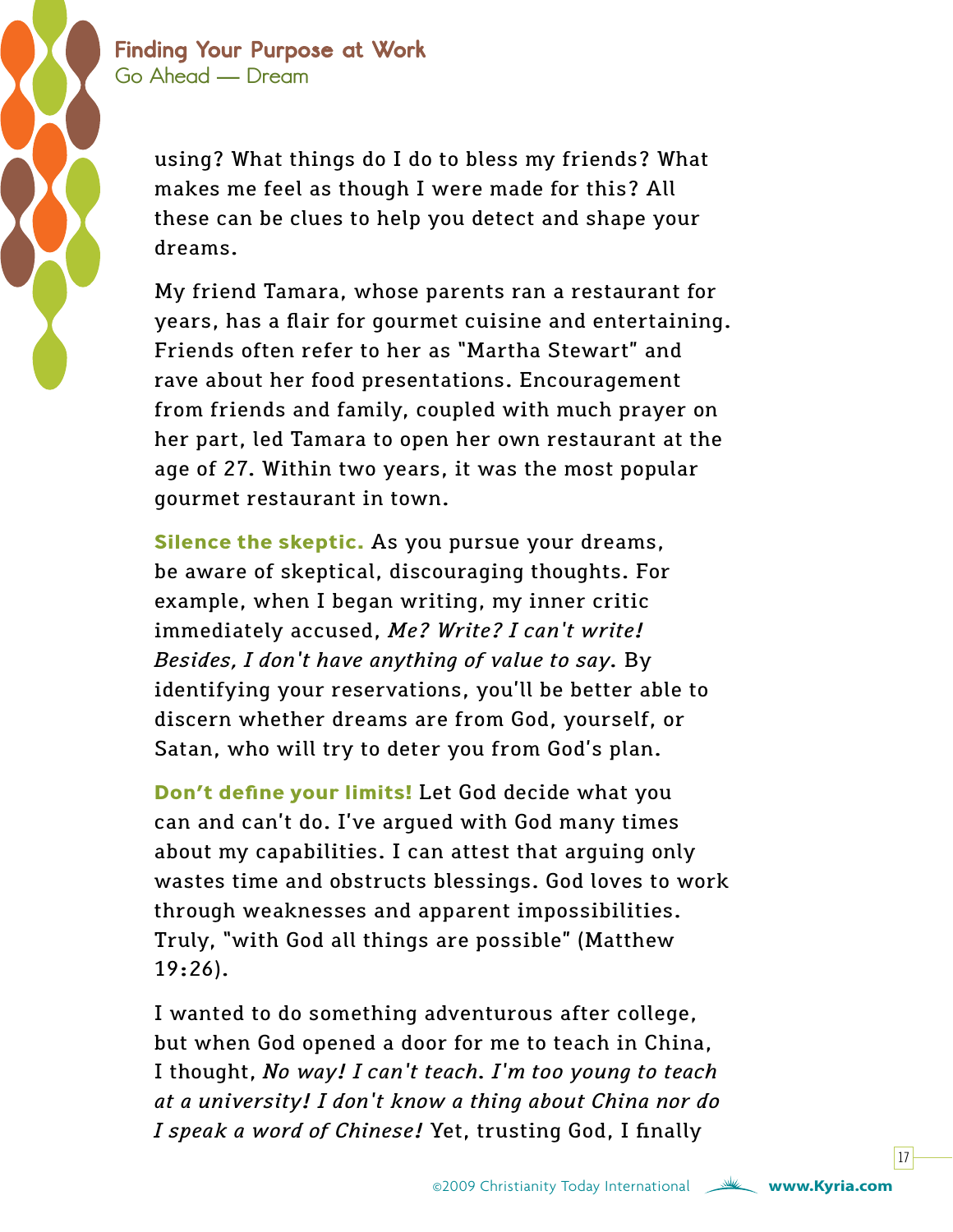using? What things do I do to bless my friends? What makes me feel as though I were made for this? All these can be clues to help you detect and shape your dreams.

My friend Tamara, whose parents ran a restaurant for years, has a flair for gourmet cuisine and entertaining. Friends often refer to her as "Martha Stewart" and rave about her food presentations. Encouragement from friends and family, coupled with much prayer on her part, led Tamara to open her own restaurant at the age of 27. Within two years, it was the most popular gourmet restaurant in town.

**Silence the skeptic.** As you pursue your dreams, be aware of skeptical, discouraging thoughts. For example, when I began writing, my inner critic immediately accused, *Me? Write? I can't write! Besides, I don't have anything of value to say*. By identifying your reservations, you'll be better able to discern whether dreams are from God, yourself, or Satan, who will try to deter you from God's plan.

**Don't define your limits!** Let God decide what you can and can't do. I've argued with God many times about my capabilities. I can attest that arguing only wastes time and obstructs blessings. God loves to work through weaknesses and apparent impossibilities. Truly, "with God all things are possible" (Matthew 19:26).

I wanted to do something adventurous after college, but when God opened a door for me to teach in China, I thought, *No way! I can't teach. I'm too young to teach at a university! I don't know a thing about China nor do I speak a word of Chinese!* Yet, trusting God, I finally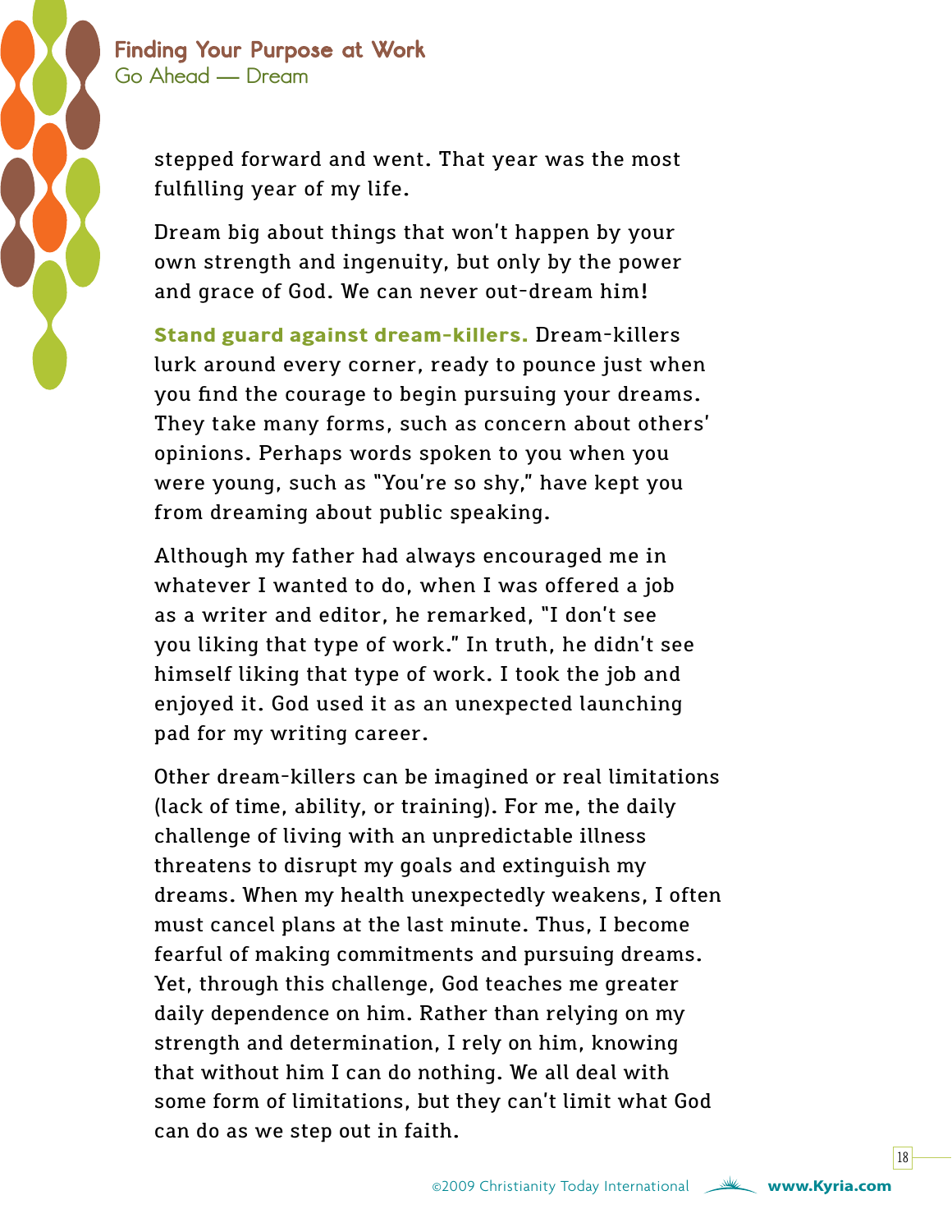stepped forward and went. That year was the most fulfilling year of my life.

Dream big about things that won't happen by your own strength and ingenuity, but only by the power and grace of God. We can never out-dream him!

**Stand guard against dream-killers.** Dream-killers lurk around every corner, ready to pounce just when you find the courage to begin pursuing your dreams. They take many forms, such as concern about others' opinions. Perhaps words spoken to you when you were young, such as "You're so shy," have kept you from dreaming about public speaking.

Although my father had always encouraged me in whatever I wanted to do, when I was offered a job as a writer and editor, he remarked, "I don't see you liking that type of work." In truth, he didn't see himself liking that type of work. I took the job and enjoyed it. God used it as an unexpected launching pad for my writing career.

Other dream-killers can be imagined or real limitations (lack of time, ability, or training). For me, the daily challenge of living with an unpredictable illness threatens to disrupt my goals and extinguish my dreams. When my health unexpectedly weakens, I often must cancel plans at the last minute. Thus, I become fearful of making commitments and pursuing dreams. Yet, through this challenge, God teaches me greater daily dependence on him. Rather than relying on my strength and determination, I rely on him, knowing that without him I can do nothing. We all deal with some form of limitations, but they can't limit what God can do as we step out in faith.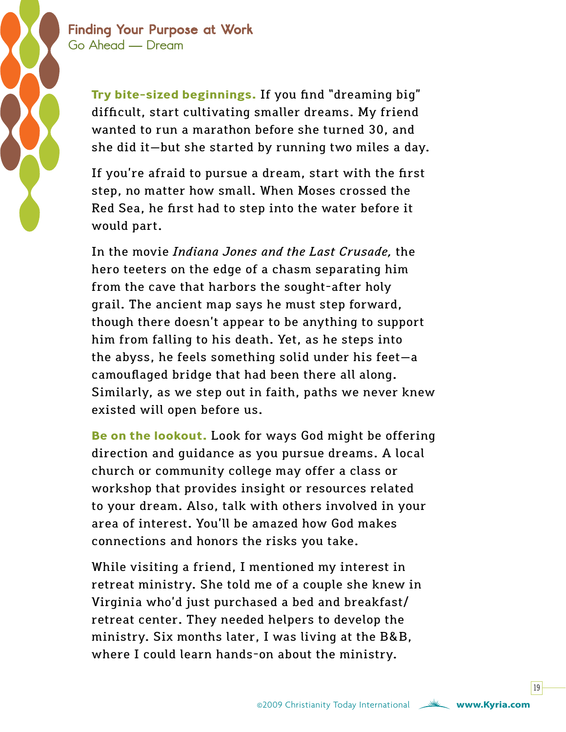**Try bite-sized beginnings.** If you find "dreaming big" difficult, start cultivating smaller dreams. My friend wanted to run a marathon before she turned 30, and she did it—but she started by running two miles a day.

If you're afraid to pursue a dream, start with the first step, no matter how small. When Moses crossed the Red Sea, he first had to step into the water before it would part.

In the movie *Indiana Jones and the Last Crusade,* the hero teeters on the edge of a chasm separating him from the cave that harbors the sought-after holy grail. The ancient map says he must step forward, though there doesn't appear to be anything to support him from falling to his death. Yet, as he steps into the abyss, he feels something solid under his feet—a camouflaged bridge that had been there all along. Similarly, as we step out in faith, paths we never knew existed will open before us.

**Be on the lookout.** Look for ways God might be offering direction and guidance as you pursue dreams. A local church or community college may offer a class or workshop that provides insight or resources related to your dream. Also, talk with others involved in your area of interest. You'll be amazed how God makes connections and honors the risks you take.

While visiting a friend, I mentioned my interest in retreat ministry. She told me of a couple she knew in Virginia who'd just purchased a bed and breakfast/retreat center. They needed helpers to develop the ministry. Six months later, I was living at the B&B, where I could learn hands-on about the ministry.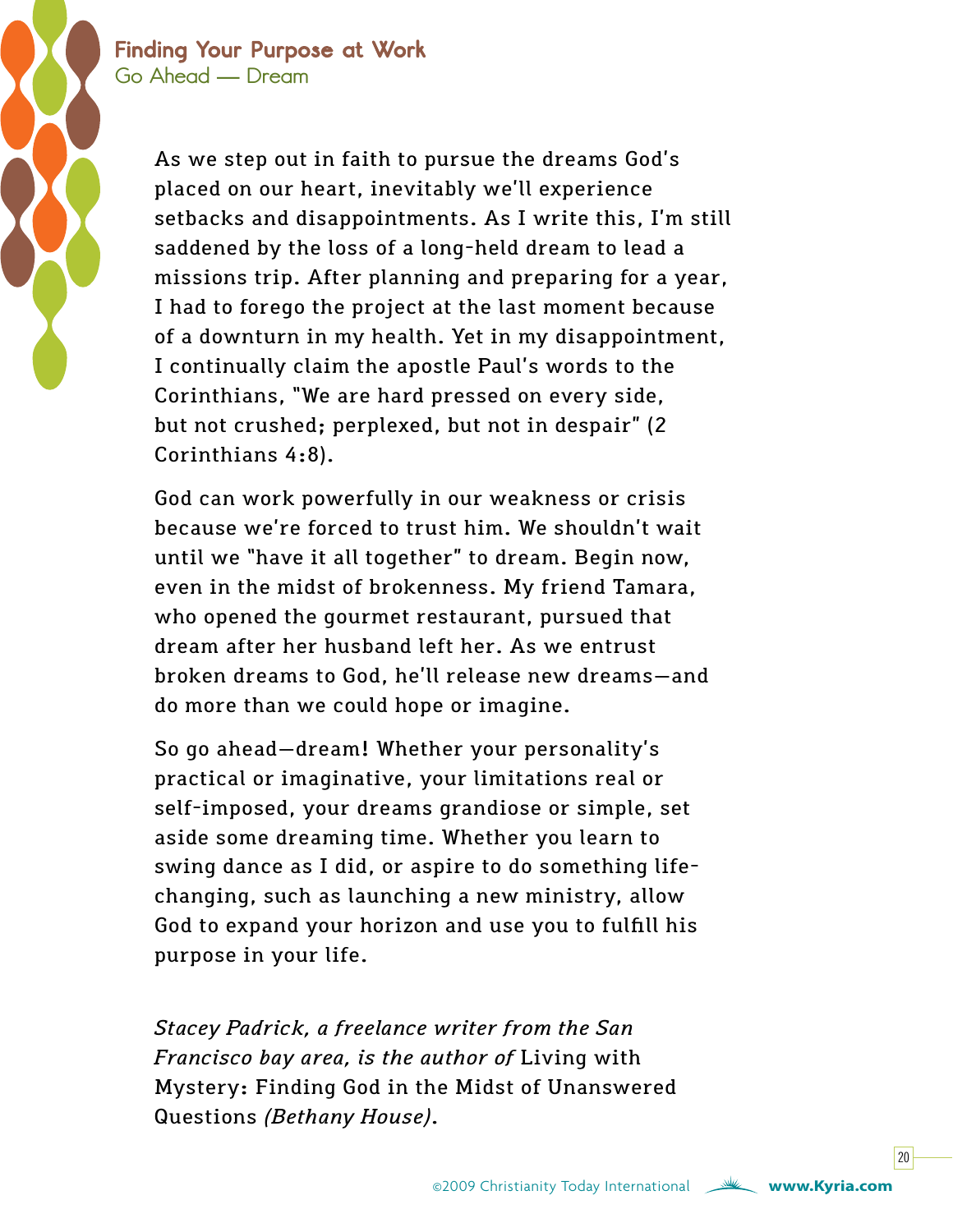As we step out in faith to pursue the dreams God's placed on our heart, inevitably we'll experience setbacks and disappointments. As I write this, I'm still saddened by the loss of a long-held dream to lead a missions trip. After planning and preparing for a year, I had to forego the project at the last moment because of a downturn in my health. Yet in my disappointment, I continually claim the apostle Paul's words to the Corinthians, "We are hard pressed on every side, but not crushed; perplexed, but not in despair" (2 Corinthians 4:8).

God can work powerfully in our weakness or crisis because we're forced to trust him. We shouldn't wait until we "have it all together" to dream. Begin now, even in the midst of brokenness. My friend Tamara, who opened the gourmet restaurant, pursued that dream after her husband left her. As we entrust broken dreams to God, he'll release new dreams—and do more than we could hope or imagine.

So go ahead—dream! Whether your personality's practical or imaginative, your limitations real or self-imposed, your dreams grandiose or simple, set aside some dreaming time. Whether you learn to swing dance as I did, or aspire to do something life-changing, such as launching a new ministry, allow God to expand your horizon and use you to fulfill his purpose in your life.

*Stacey Padrick, a freelance writer from the San Francisco bay area, is the author of* Living with Mystery: Finding God in the Midst of Unanswered Questions *(Bethany House).*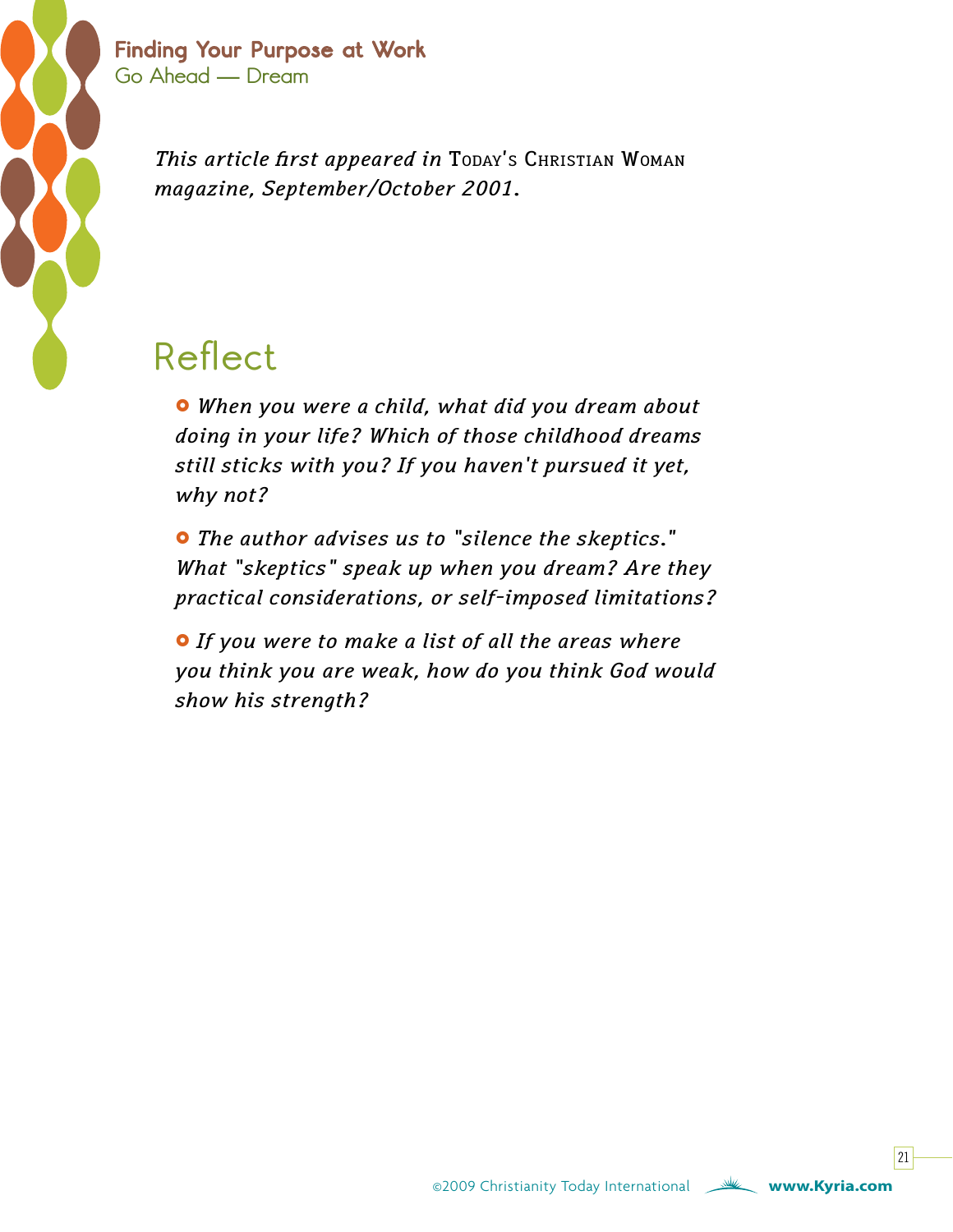*This article first appeared in* TODAY'S CHRISTIAN WOMAN *magazine, September/October 2001.*

## Reflect

- *When you were a child, what did you dream about doing in your life? Which of those childhood dreams still sticks with you? If you haven't pursued it yet, why not?*

- *The author advises us to "silence the skeptics." What "skeptics" speak up when you dream? Are they practical considerations, or self-imposed limitations?*

- *If you were to make a list of all the areas where you think you are weak, how do you think God would show his strength?*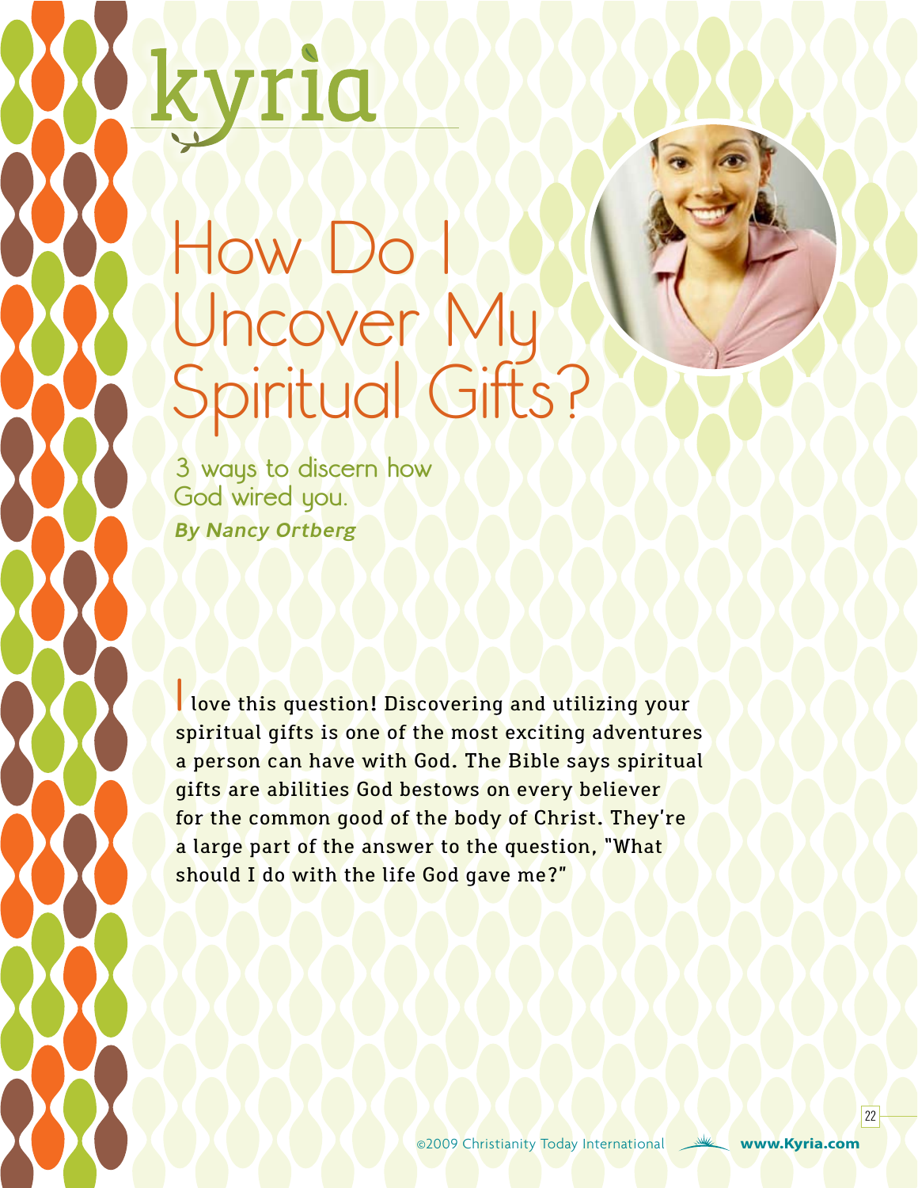kyria

# How Do I Uncover My Spiritual Gifts?

## 3 ways to discern how God wired you.

***By Nancy Ortberg***

I love this question! Discovering and utilizing your spiritual gifts is one of the most exciting adventures a person can have with God. The Bible says spiritual gifts are abilities God bestows on every believer for the common good of the body of Christ. They're a large part of the answer to the question, "What should I do with the life God gave me?"

©2009 Christianity Today International www.Kyria.com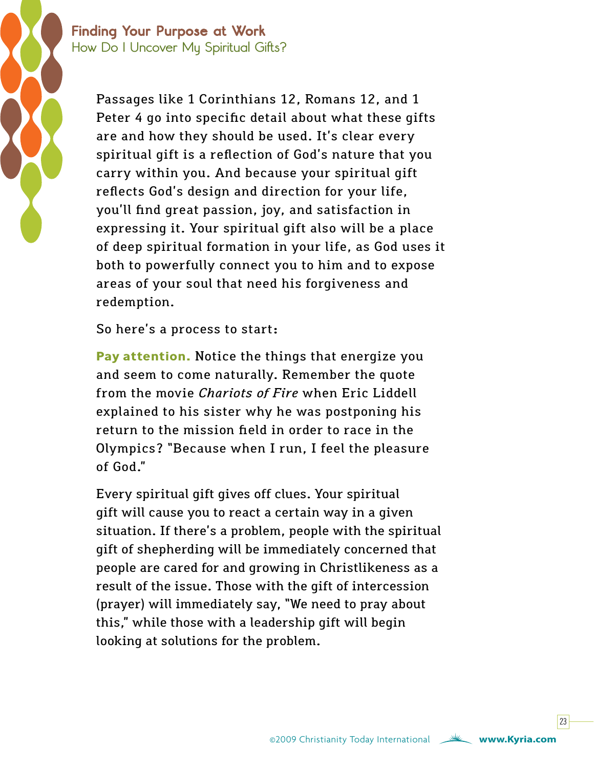Passages like 1 Corinthians 12, Romans 12, and 1 Peter 4 go into specific detail about what these gifts are and how they should be used. It's clear every spiritual gift is a reflection of God's nature that you carry within you. And because your spiritual gift reflects God's design and direction for your life, you'll find great passion, joy, and satisfaction in expressing it. Your spiritual gift also will be a place of deep spiritual formation in your life, as God uses it both to powerfully connect you to him and to expose areas of your soul that need his forgiveness and redemption.

So here's a process to start:

**Pay attention.** Notice the things that energize you and seem to come naturally. Remember the quote from the movie *Chariots of Fire* when Eric Liddell explained to his sister why he was postponing his return to the mission field in order to race in the Olympics? "Because when I run, I feel the pleasure of God."

Every spiritual gift gives off clues. Your spiritual gift will cause you to react a certain way in a given situation. If there's a problem, people with the spiritual gift of shepherding will be immediately concerned that people are cared for and growing in Christlikeness as a result of the issue. Those with the gift of intercession (prayer) will immediately say, "We need to pray about this," while those with a leadership gift will begin looking at solutions for the problem.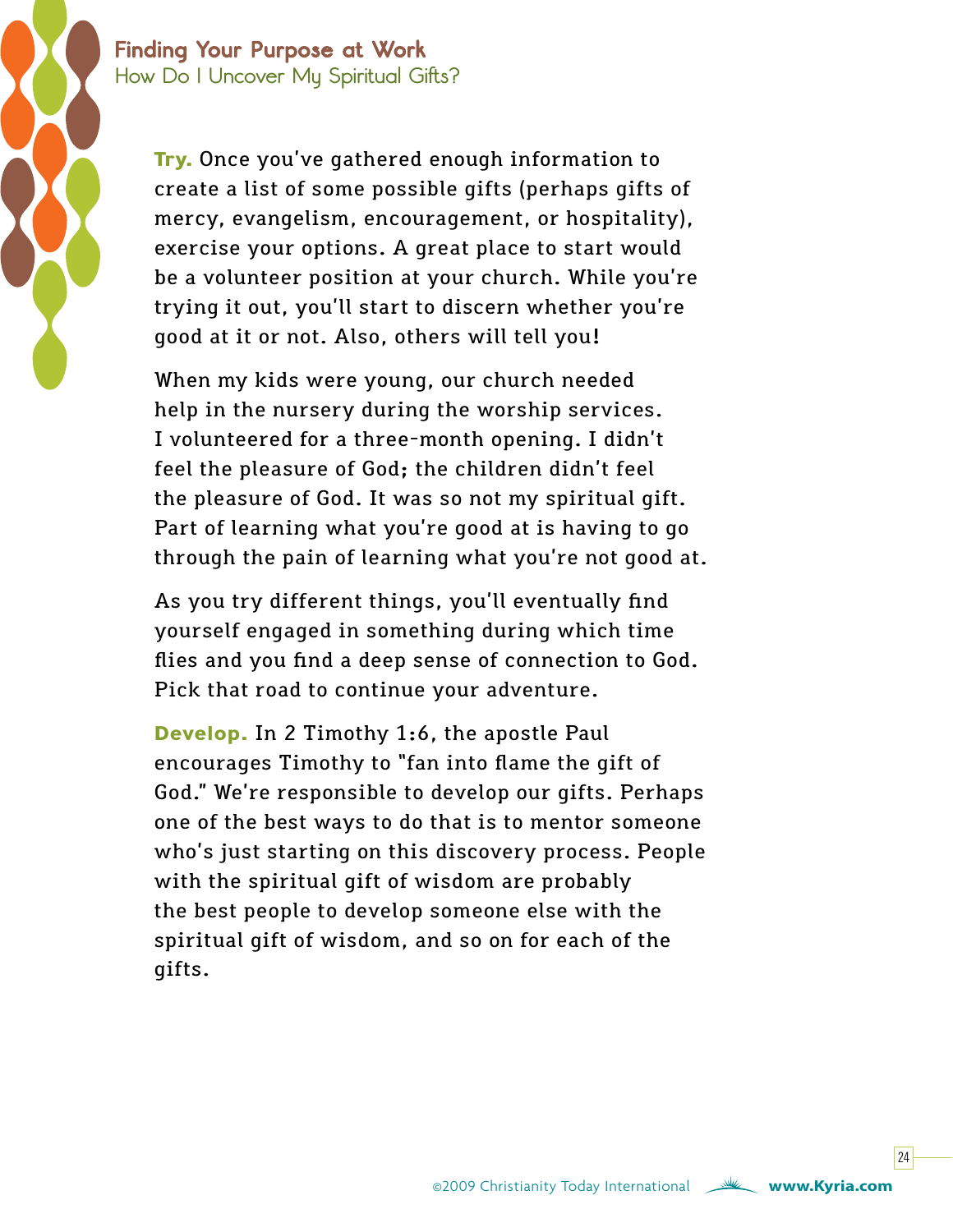**Try.** Once you've gathered enough information to create a list of some possible gifts (perhaps gifts of mercy, evangelism, encouragement, or hospitality), exercise your options. A great place to start would be a volunteer position at your church. While you're trying it out, you'll start to discern whether you're good at it or not. Also, others will tell you!

When my kids were young, our church needed help in the nursery during the worship services. I volunteered for a three-month opening. I didn't feel the pleasure of God; the children didn't feel the pleasure of God. It was so not my spiritual gift. Part of learning what you're good at is having to go through the pain of learning what you're not good at.

As you try different things, you'll eventually find yourself engaged in something during which time flies and you find a deep sense of connection to God. Pick that road to continue your adventure.

**Develop.** In 2 Timothy 1:6, the apostle Paul encourages Timothy to "fan into flame the gift of God." We're responsible to develop our gifts. Perhaps one of the best ways to do that is to mentor someone who's just starting on this discovery process. People with the spiritual gift of wisdom are probably the best people to develop someone else with the spiritual gift of wisdom, and so on for each of the gifts.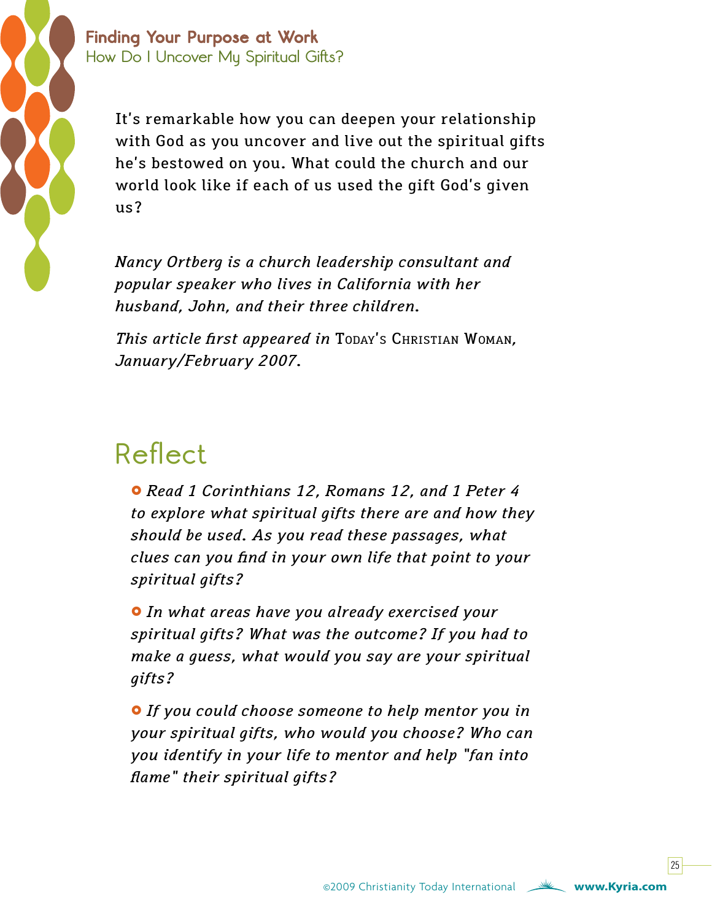It's remarkable how you can deepen your relationship with God as you uncover and live out the spiritual gifts he's bestowed on you. What could the church and our world look like if each of us used the gift God's given us?

*Nancy Ortberg is a church leadership consultant and popular speaker who lives in California with her husband, John, and their three children.*

*This article first appeared in* TODAY'S CHRISTIAN WOMAN, *January/February 2007.*

## Reflect

- *Read 1 Corinthians 12, Romans 12, and 1 Peter 4 to explore what spiritual gifts there are and how they should be used. As you read these passages, what clues can you find in your own life that point to your spiritual gifts?*
- *In what areas have you already exercised your spiritual gifts? What was the outcome? If you had to make a guess, what would you say are your spiritual gifts?*
- *If you could choose someone to help mentor you in your spiritual gifts, who would you choose? Who can you identify in your life to mentor and help "fan into flame" their spiritual gifts?*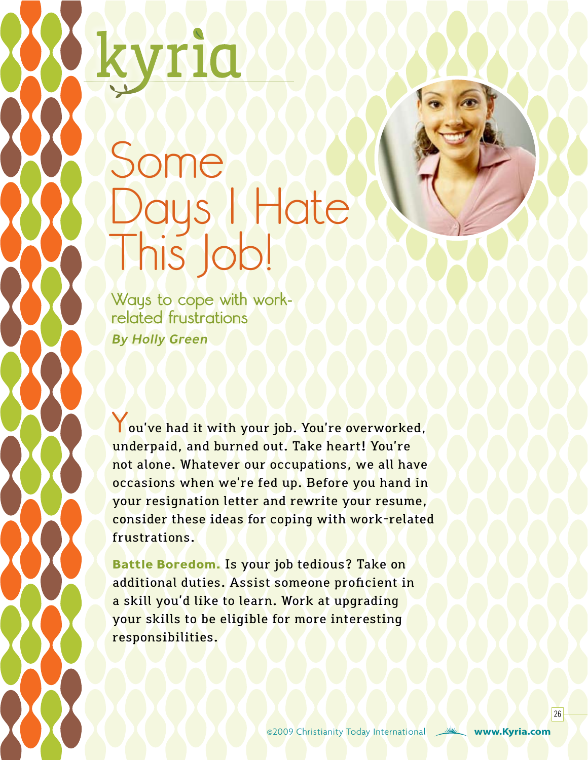# Some Days I Hate This Job!

## Ways to cope with work-related frustrations

***By Holly Green***

You've had it with your job. You're overworked, underpaid, and burned out. Take heart! You're not alone. Whatever our occupations, we all have occasions when we're fed up. Before you hand in your resignation letter and rewrite your resume, consider these ideas for coping with work-related frustrations.

**Battle Boredom.** Is your job tedious? Take on additional duties. Assist someone proficient in a skill you'd like to learn. Work at upgrading your skills to be eligible for more interesting responsibilities.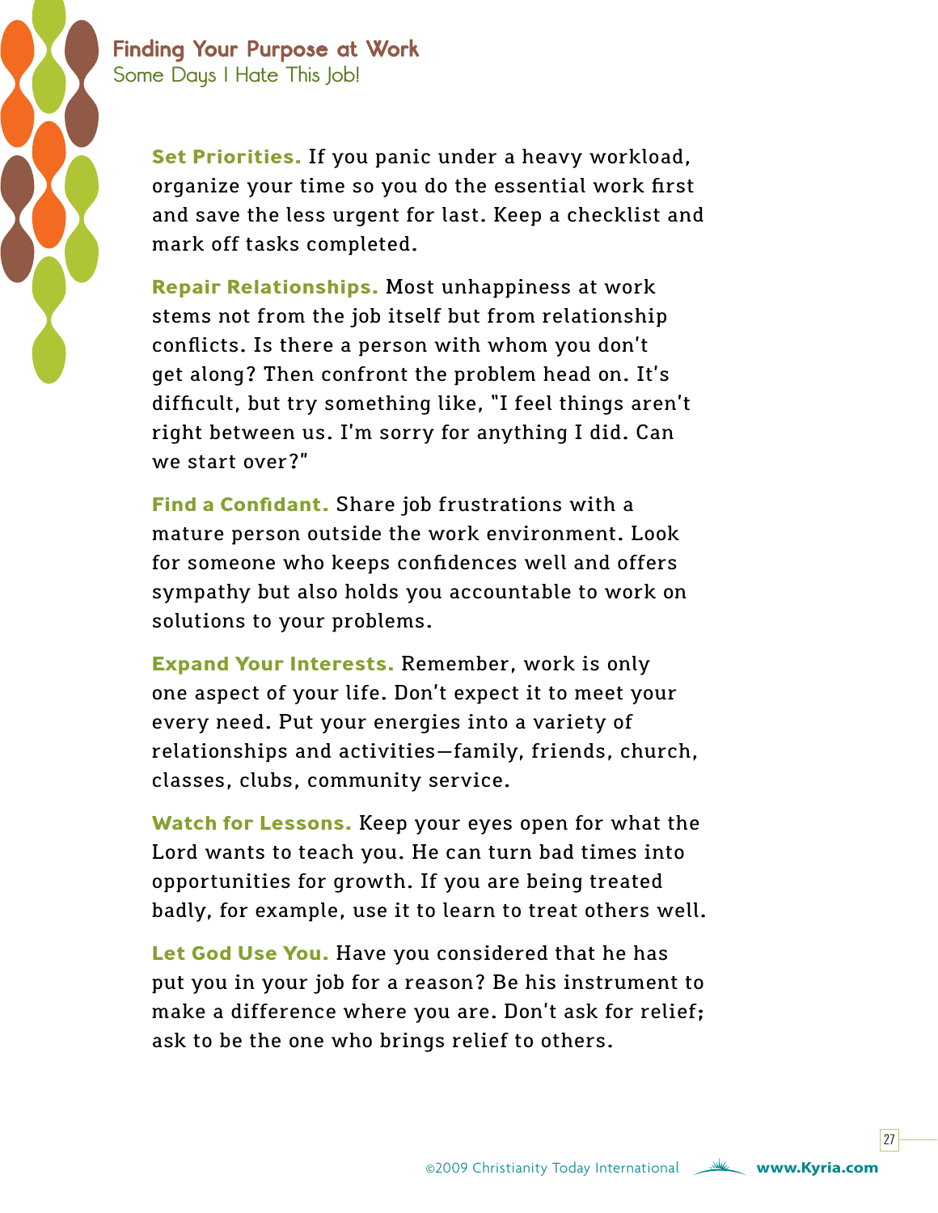**Set Priorities.** If you panic under a heavy workload, organize your time so you do the essential work first and save the less urgent for last. Keep a checklist and mark off tasks completed.

**Repair Relationships.** Most unhappiness at work stems not from the job itself but from relationship conflicts. Is there a person with whom you don't get along? Then confront the problem head on. It's difficult, but try something like, "I feel things aren't right between us. I'm sorry for anything I did. Can we start over?"

**Find a Confidant.** Share job frustrations with a mature person outside the work environment. Look for someone who keeps confidences well and offers sympathy but also holds you accountable to work on solutions to your problems.

**Expand Your Interests.** Remember, work is only one aspect of your life. Don't expect it to meet your every need. Put your energies into a variety of relationships and activities—family, friends, church, classes, clubs, community service.

**Watch for Lessons.** Keep your eyes open for what the Lord wants to teach you. He can turn bad times into opportunities for growth. If you are being treated badly, for example, use it to learn to treat others well.

**Let God Use You.** Have you considered that he has put you in your job for a reason? Be his instrument to make a difference where you are. Don't ask for relief; ask to be the one who brings relief to others.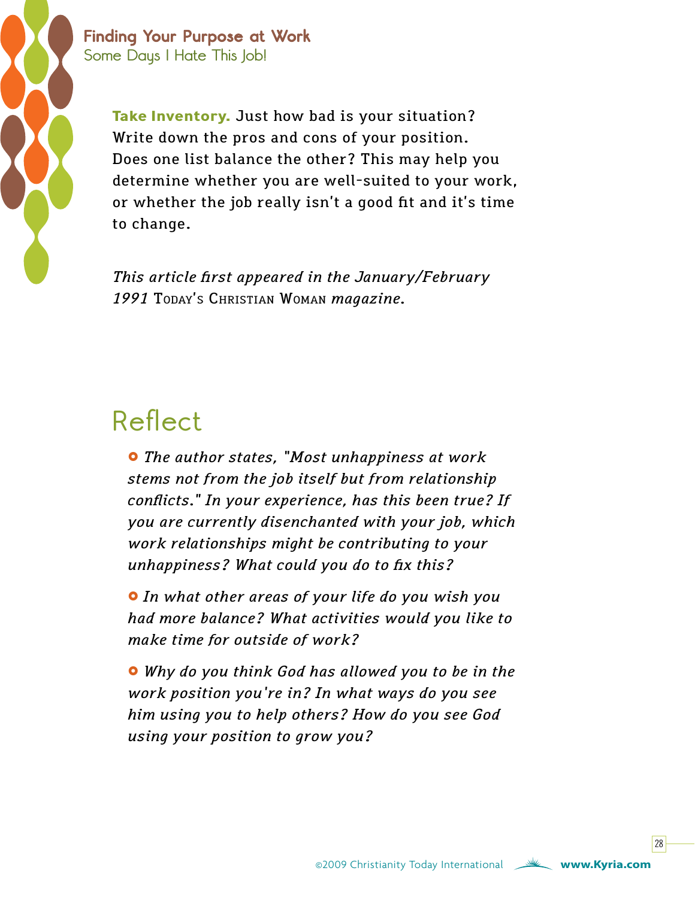**Take Inventory.** Just how bad is your situation? Write down the pros and cons of your position. Does one list balance the other? This may help you determine whether you are well-suited to your work, or whether the job really isn't a good fit and it's time to change.

*This article first appeared in the January/February 1991* Today's Christian Woman *magazine.*

## Reflect

- *The author states, "Most unhappiness at work stems not from the job itself but from relationship conflicts." In your experience, has this been true? If you are currently disenchanted with your job, which work relationships might be contributing to your unhappiness? What could you do to fix this?*

- *In what other areas of your life do you wish you had more balance? What activities would you like to make time for outside of work?*

- *Why do you think God has allowed you to be in the work position you're in? In what ways do you see him using you to help others? How do you see God using your position to grow you?*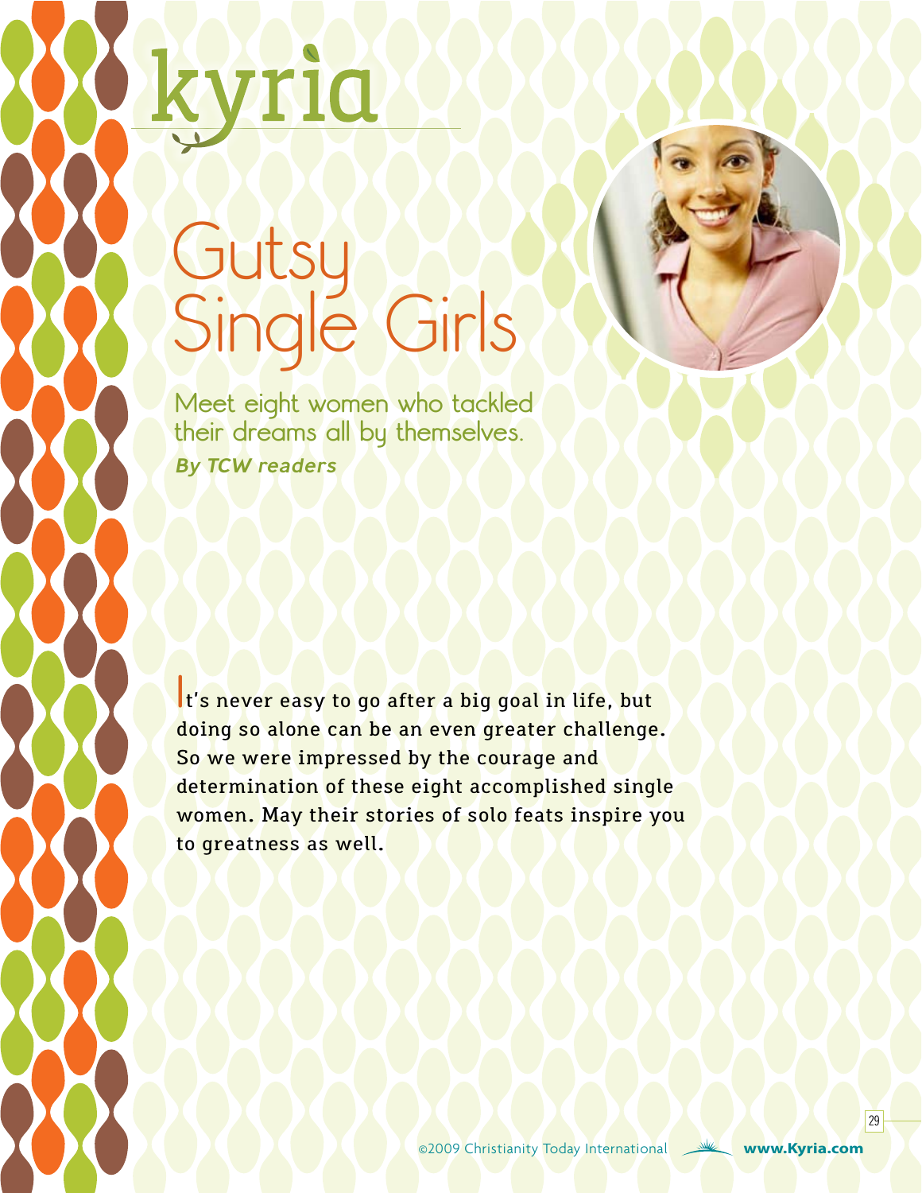# Gutsy Single Girls

## Meet eight women who tackled their dreams all by themselves.

***By TCW readers***

It's never easy to go after a big goal in life, but doing so alone can be an even greater challenge. So we were impressed by the courage and determination of these eight accomplished single women. May their stories of solo feats inspire you to greatness as well.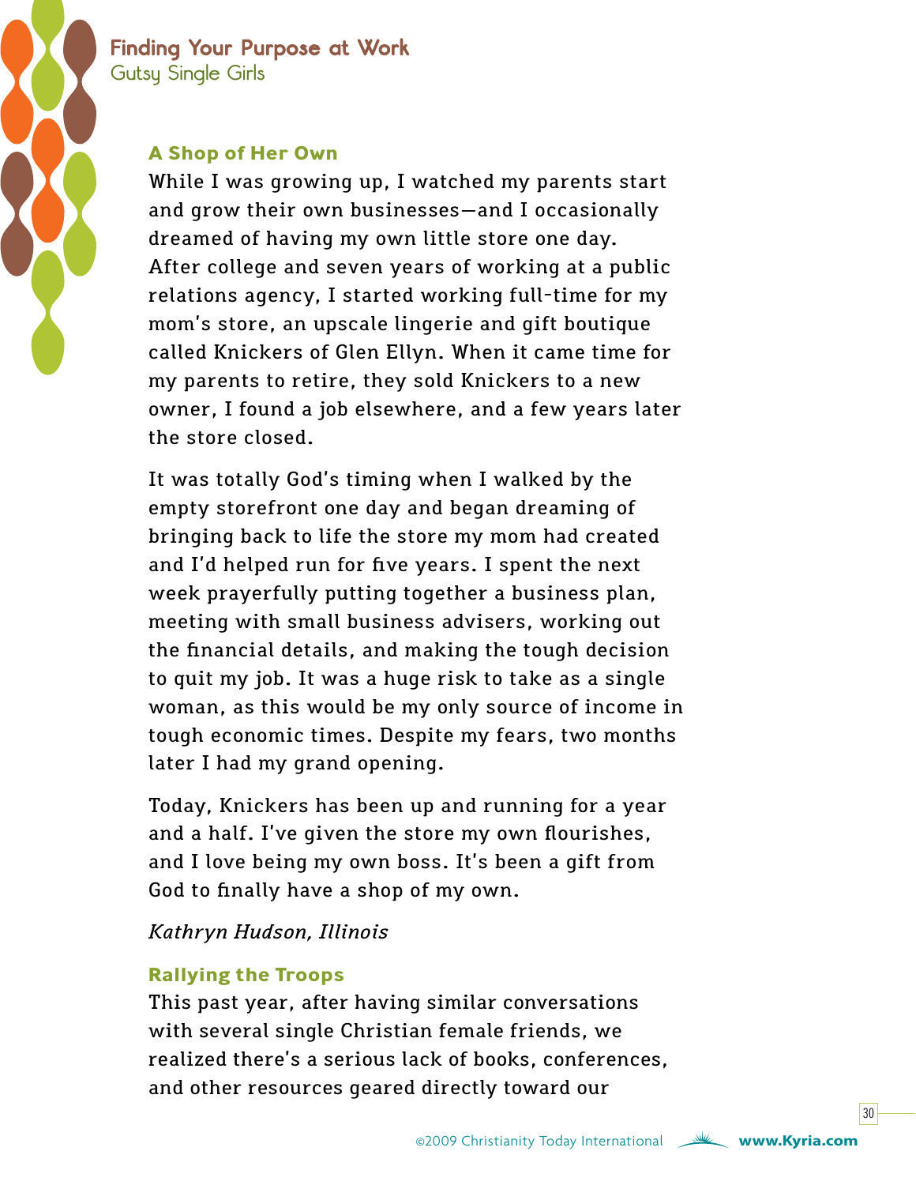### A Shop of Her Own

While I was growing up, I watched my parents start and grow their own businesses—and I occasionally dreamed of having my own little store one day. After college and seven years of working at a public relations agency, I started working full-time for my mom's store, an upscale lingerie and gift boutique called Knickers of Glen Ellyn. When it came time for my parents to retire, they sold Knickers to a new owner, I found a job elsewhere, and a few years later the store closed.

It was totally God's timing when I walked by the empty storefront one day and began dreaming of bringing back to life the store my mom had created and I'd helped run for five years. I spent the next week prayerfully putting together a business plan, meeting with small business advisers, working out the financial details, and making the tough decision to quit my job. It was a huge risk to take as a single woman, as this would be my only source of income in tough economic times. Despite my fears, two months later I had my grand opening.

Today, Knickers has been up and running for a year and a half. I've given the store my own flourishes, and I love being my own boss. It's been a gift from God to finally have a shop of my own.

*Kathryn Hudson, Illinois*

### Rallying the Troops

This past year, after having similar conversations with several single Christian female friends, we realized there's a serious lack of books, conferences, and other resources geared directly toward our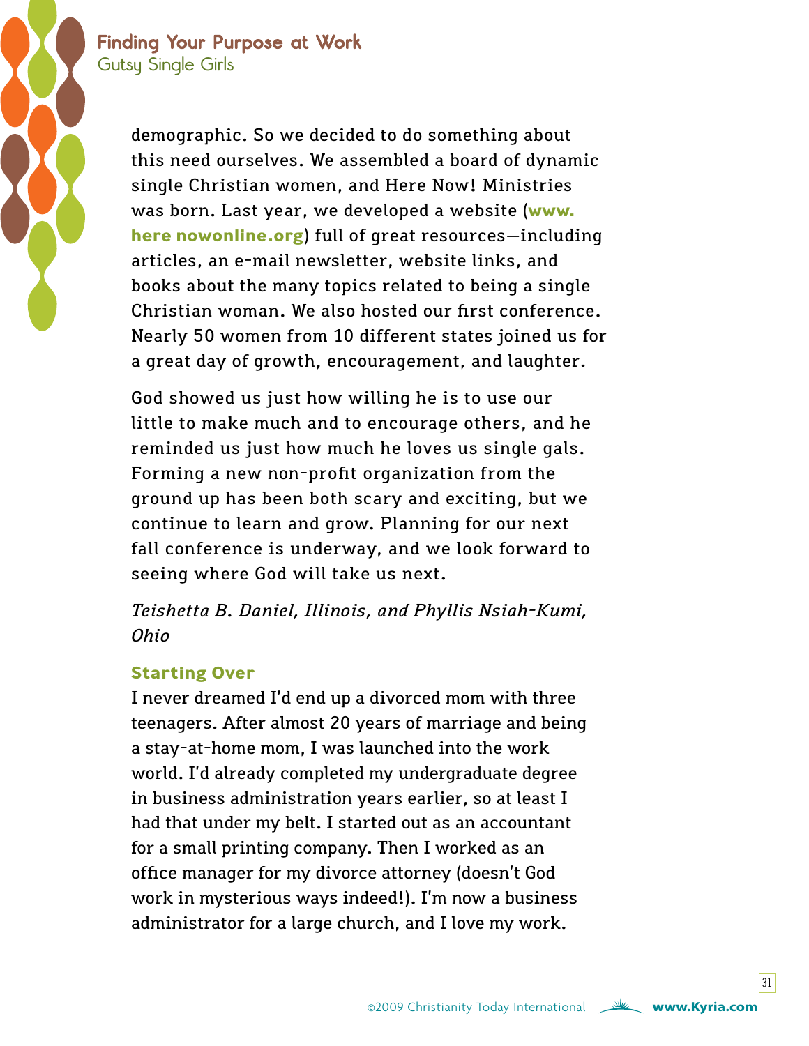demographic. So we decided to do something about this need ourselves. We assembled a board of dynamic single Christian women, and Here Now! Ministries was born. Last year, we developed a website (**www.here nowonline.org**) full of great resources—including articles, an e-mail newsletter, website links, and books about the many topics related to being a single Christian woman. We also hosted our first conference. Nearly 50 women from 10 different states joined us for a great day of growth, encouragement, and laughter.

God showed us just how willing he is to use our little to make much and to encourage others, and he reminded us just how much he loves us single gals. Forming a new non-profit organization from the ground up has been both scary and exciting, but we continue to learn and grow. Planning for our next fall conference is underway, and we look forward to seeing where God will take us next.

*Teishetta B. Daniel, Illinois, and Phyllis Nsiah-Kumi, Ohio*

### Starting Over

I never dreamed I'd end up a divorced mom with three teenagers. After almost 20 years of marriage and being a stay-at-home mom, I was launched into the work world. I'd already completed my undergraduate degree in business administration years earlier, so at least I had that under my belt. I started out as an accountant for a small printing company. Then I worked as an office manager for my divorce attorney (doesn't God work in mysterious ways indeed!). I'm now a business administrator for a large church, and I love my work.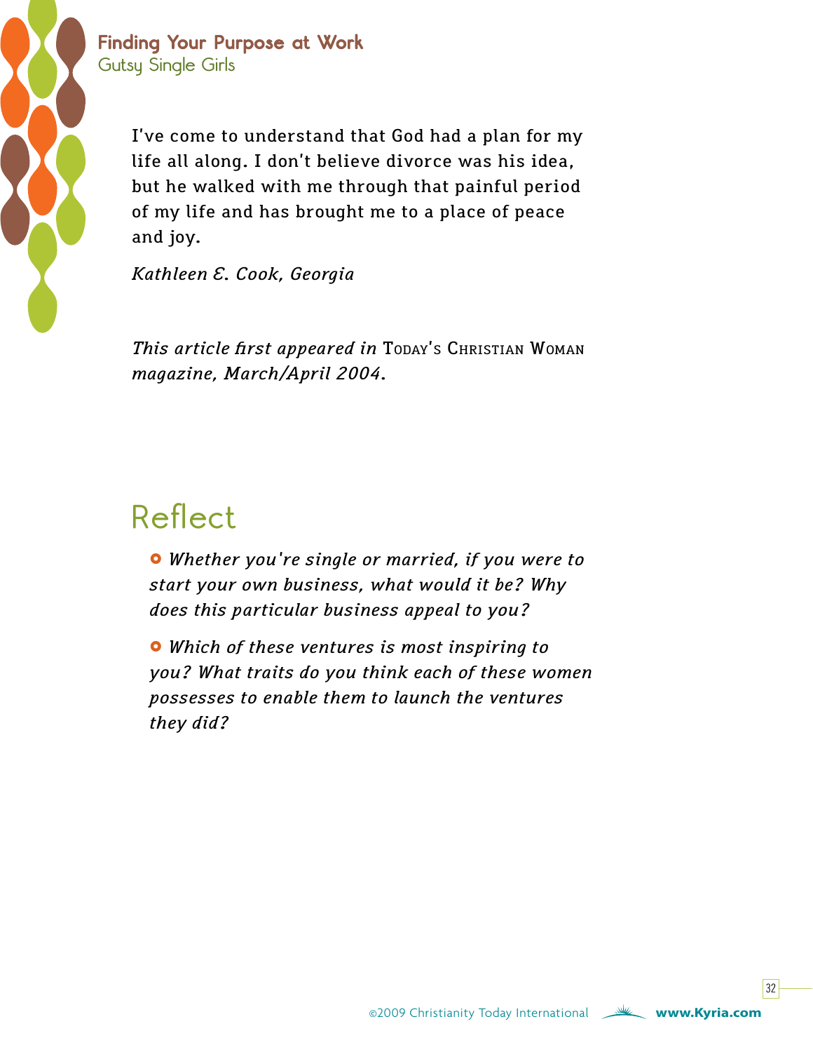I've come to understand that God had a plan for my life all along. I don't believe divorce was his idea, but he walked with me through that painful period of my life and has brought me to a place of peace and joy.

*Kathleen E. Cook, Georgia*

*This article first appeared in* TODAY'S CHRISTIAN WOMAN *magazine, March/April 2004.*

## Reflect

- *Whether you're single or married, if you were to start your own business, what would it be? Why does this particular business appeal to you?*
- *Which of these ventures is most inspiring to you? What traits do you think each of these women possesses to enable them to launch the ventures they did?*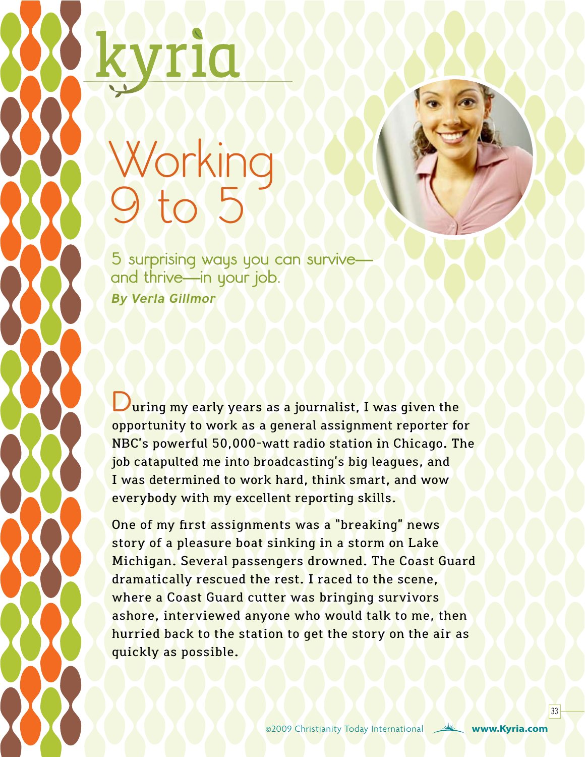kyria

# Working 9 to 5

## 5 surprising ways you can survive—and thrive—in your job.

***By Verla Gillmor***

During my early years as a journalist, I was given the opportunity to work as a general assignment reporter for NBC's powerful 50,000-watt radio station in Chicago. The job catapulted me into broadcasting's big leagues, and I was determined to work hard, think smart, and wow everybody with my excellent reporting skills.

One of my first assignments was a "breaking" news story of a pleasure boat sinking in a storm on Lake Michigan. Several passengers drowned. The Coast Guard dramatically rescued the rest. I raced to the scene, where a Coast Guard cutter was bringing survivors ashore, interviewed anyone who would talk to me, then hurried back to the station to get the story on the air as quickly as possible.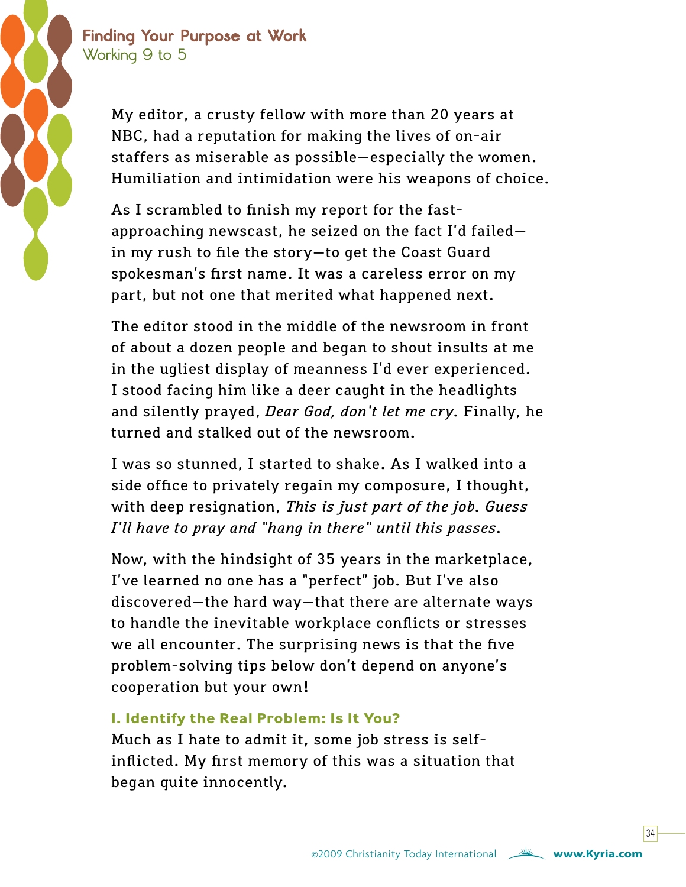My editor, a crusty fellow with more than 20 years at NBC, had a reputation for making the lives of on-air staffers as miserable as possible—especially the women. Humiliation and intimidation were his weapons of choice.

As I scrambled to finish my report for the fast-approaching newscast, he seized on the fact I'd failed—in my rush to file the story—to get the Coast Guard spokesman's first name. It was a careless error on my part, but not one that merited what happened next.

The editor stood in the middle of the newsroom in front of about a dozen people and began to shout insults at me in the ugliest display of meanness I'd ever experienced. I stood facing him like a deer caught in the headlights and silently prayed, *Dear God, don't let me cry*. Finally, he turned and stalked out of the newsroom.

I was so stunned, I started to shake. As I walked into a side office to privately regain my composure, I thought, with deep resignation, *This is just part of the job. Guess I'll have to pray and "hang in there" until this passes*.

Now, with the hindsight of 35 years in the marketplace, I've learned no one has a "perfect" job. But I've also discovered—the hard way—that there are alternate ways to handle the inevitable workplace conflicts or stresses we all encounter. The surprising news is that the five problem-solving tips below don't depend on anyone's cooperation but your own!

### I. Identify the Real Problem: Is It You?

Much as I hate to admit it, some job stress is self-inflicted. My first memory of this was a situation that began quite innocently.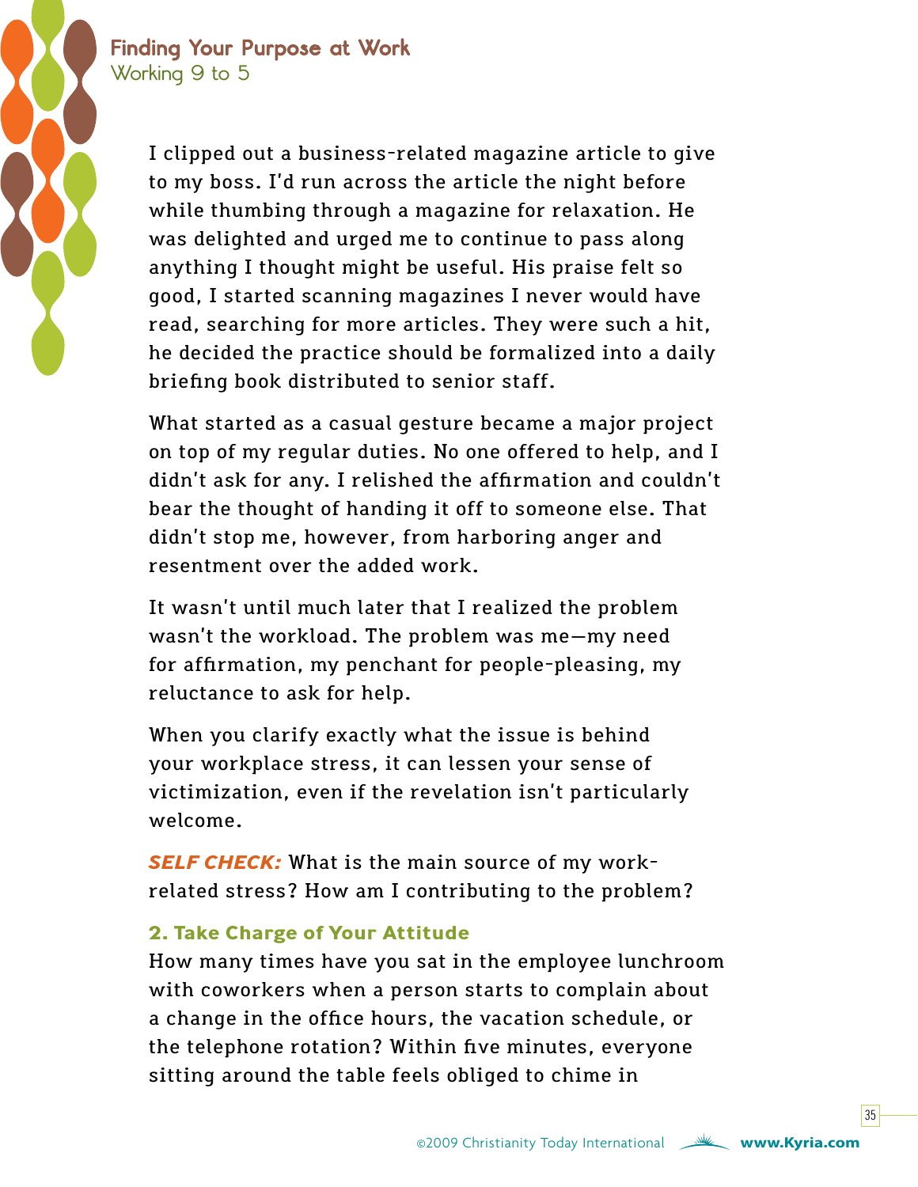I clipped out a business-related magazine article to give to my boss. I'd run across the article the night before while thumbing through a magazine for relaxation. He was delighted and urged me to continue to pass along anything I thought might be useful. His praise felt so good, I started scanning magazines I never would have read, searching for more articles. They were such a hit, he decided the practice should be formalized into a daily briefing book distributed to senior staff.

What started as a casual gesture became a major project on top of my regular duties. No one offered to help, and I didn't ask for any. I relished the affirmation and couldn't bear the thought of handing it off to someone else. That didn't stop me, however, from harboring anger and resentment over the added work.

It wasn't until much later that I realized the problem wasn't the workload. The problem was me—my need for affirmation, my penchant for people-pleasing, my reluctance to ask for help.

When you clarify exactly what the issue is behind your workplace stress, it can lessen your sense of victimization, even if the revelation isn't particularly welcome.

***SELF CHECK:*** What is the main source of my work-related stress? How am I contributing to the problem?

### 2. Take Charge of Your Attitude

How many times have you sat in the employee lunchroom with coworkers when a person starts to complain about a change in the office hours, the vacation schedule, or the telephone rotation? Within five minutes, everyone sitting around the table feels obliged to chime in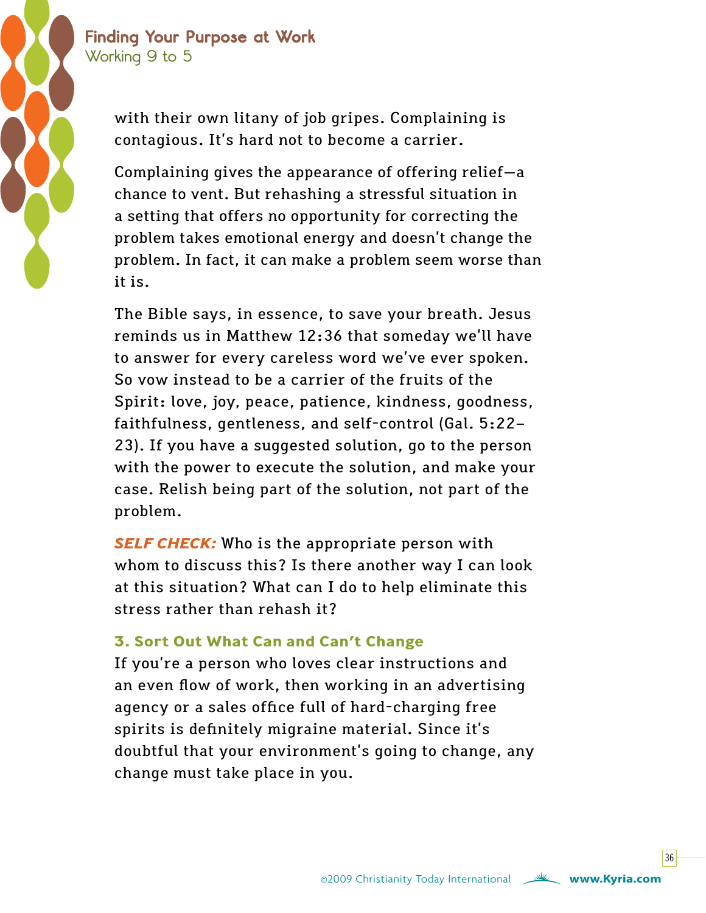with their own litany of job gripes. Complaining is contagious. It's hard not to become a carrier.

Complaining gives the appearance of offering relief—a chance to vent. But rehashing a stressful situation in a setting that offers no opportunity for correcting the problem takes emotional energy and doesn't change the problem. In fact, it can make a problem seem worse than it is.

The Bible says, in essence, to save your breath. Jesus reminds us in Matthew 12:36 that someday we'll have to answer for every careless word we've ever spoken. So vow instead to be a carrier of the fruits of the Spirit: love, joy, peace, patience, kindness, goodness, faithfulness, gentleness, and self-control (Gal. 5:22–23). If you have a suggested solution, go to the person with the power to execute the solution, and make your case. Relish being part of the solution, not part of the problem.

***SELF CHECK:*** Who is the appropriate person with whom to discuss this? Is there another way I can look at this situation? What can I do to help eliminate this stress rather than rehash it?

### 3. Sort Out What Can and Can't Change

If you're a person who loves clear instructions and an even flow of work, then working in an advertising agency or a sales office full of hard-charging free spirits is definitely migraine material. Since it's doubtful that your environment's going to change, any change must take place in you.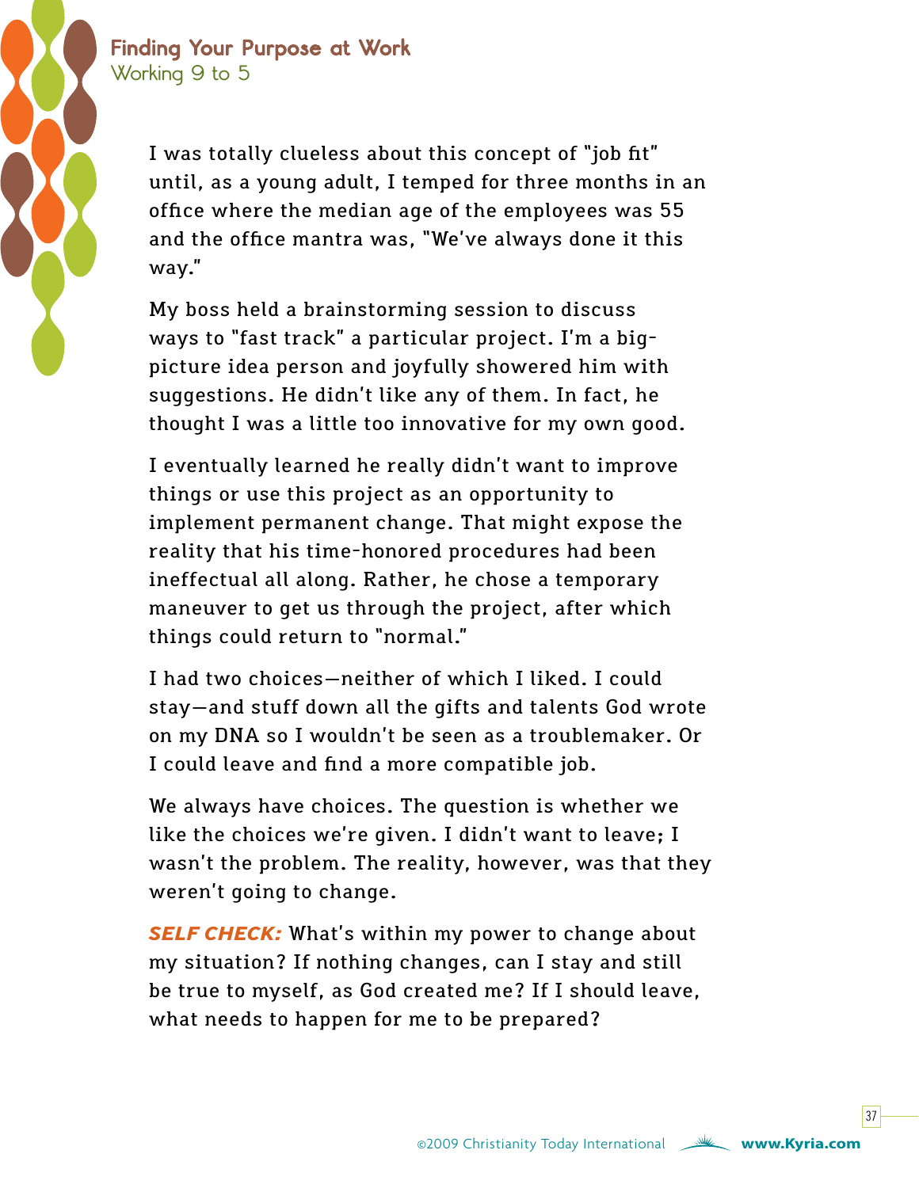I was totally clueless about this concept of "job fit" until, as a young adult, I temped for three months in an office where the median age of the employees was 55 and the office mantra was, "We've always done it this way."

My boss held a brainstorming session to discuss ways to "fast track" a particular project. I'm a big-picture idea person and joyfully showered him with suggestions. He didn't like any of them. In fact, he thought I was a little too innovative for my own good.

I eventually learned he really didn't want to improve things or use this project as an opportunity to implement permanent change. That might expose the reality that his time-honored procedures had been ineffectual all along. Rather, he chose a temporary maneuver to get us through the project, after which things could return to "normal."

I had two choices—neither of which I liked. I could stay—and stuff down all the gifts and talents God wrote on my DNA so I wouldn't be seen as a troublemaker. Or I could leave and find a more compatible job.

We always have choices. The question is whether we like the choices we're given. I didn't want to leave; I wasn't the problem. The reality, however, was that they weren't going to change.

***SELF CHECK:*** What's within my power to change about my situation? If nothing changes, can I stay and still be true to myself, as God created me? If I should leave, what needs to happen for me to be prepared?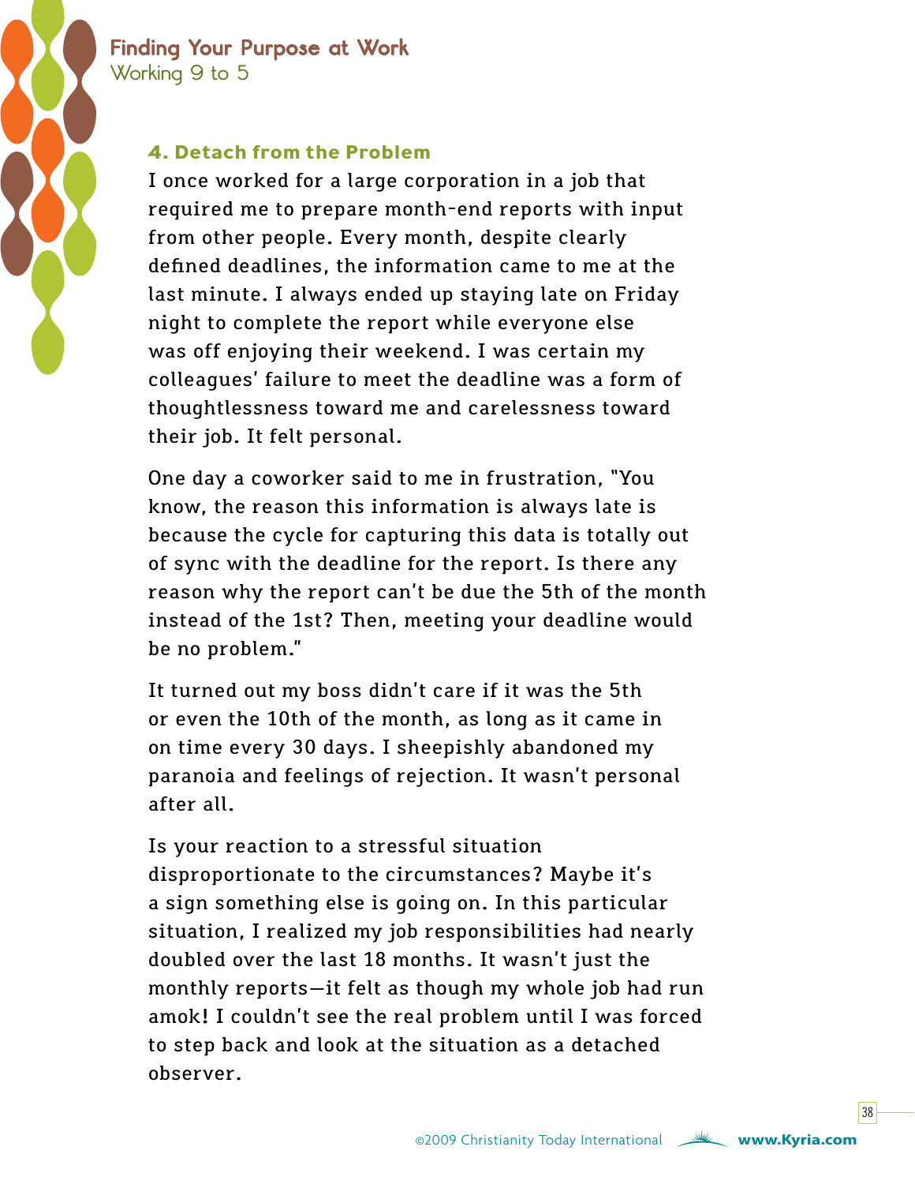### 4. Detach from the Problem

I once worked for a large corporation in a job that required me to prepare month-end reports with input from other people. Every month, despite clearly defined deadlines, the information came to me at the last minute. I always ended up staying late on Friday night to complete the report while everyone else was off enjoying their weekend. I was certain my colleagues' failure to meet the deadline was a form of thoughtlessness toward me and carelessness toward their job. It felt personal.

One day a coworker said to me in frustration, "You know, the reason this information is always late is because the cycle for capturing this data is totally out of sync with the deadline for the report. Is there any reason why the report can't be due the 5th of the month instead of the 1st? Then, meeting your deadline would be no problem."

It turned out my boss didn't care if it was the 5th or even the 10th of the month, as long as it came in on time every 30 days. I sheepishly abandoned my paranoia and feelings of rejection. It wasn't personal after all.

Is your reaction to a stressful situation disproportionate to the circumstances? Maybe it's a sign something else is going on. In this particular situation, I realized my job responsibilities had nearly doubled over the last 18 months. It wasn't just the monthly reports—it felt as though my whole job had run amok! I couldn't see the real problem until I was forced to step back and look at the situation as a detached observer.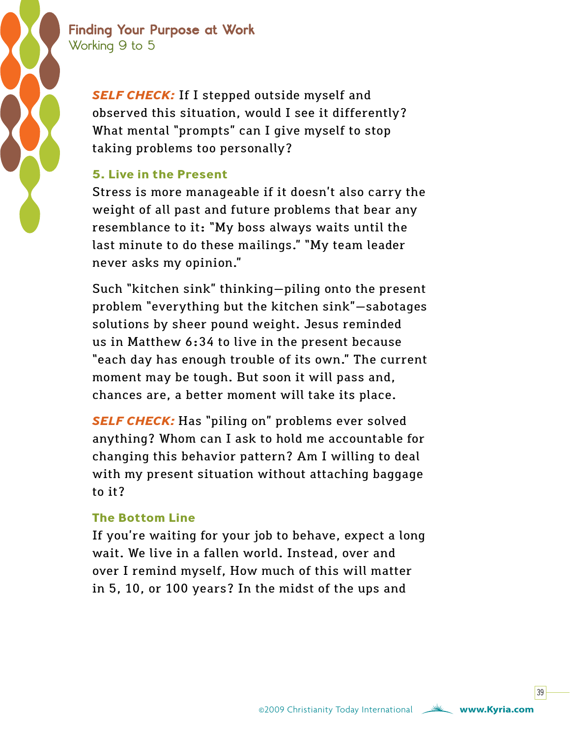***SELF CHECK:*** If I stepped outside myself and observed this situation, would I see it differently? What mental "prompts" can I give myself to stop taking problems too personally?

### 5. Live in the Present

Stress is more manageable if it doesn't also carry the weight of all past and future problems that bear any resemblance to it: "My boss always waits until the last minute to do these mailings." "My team leader never asks my opinion."

Such "kitchen sink" thinking—piling onto the present problem "everything but the kitchen sink"—sabotages solutions by sheer pound weight. Jesus reminded us in Matthew 6:34 to live in the present because "each day has enough trouble of its own." The current moment may be tough. But soon it will pass and, chances are, a better moment will take its place.

***SELF CHECK:*** Has "piling on" problems ever solved anything? Whom can I ask to hold me accountable for changing this behavior pattern? Am I willing to deal with my present situation without attaching baggage to it?

### The Bottom Line

If you're waiting for your job to behave, expect a long wait. We live in a fallen world. Instead, over and over I remind myself, How much of this will matter in 5, 10, or 100 years? In the midst of the ups and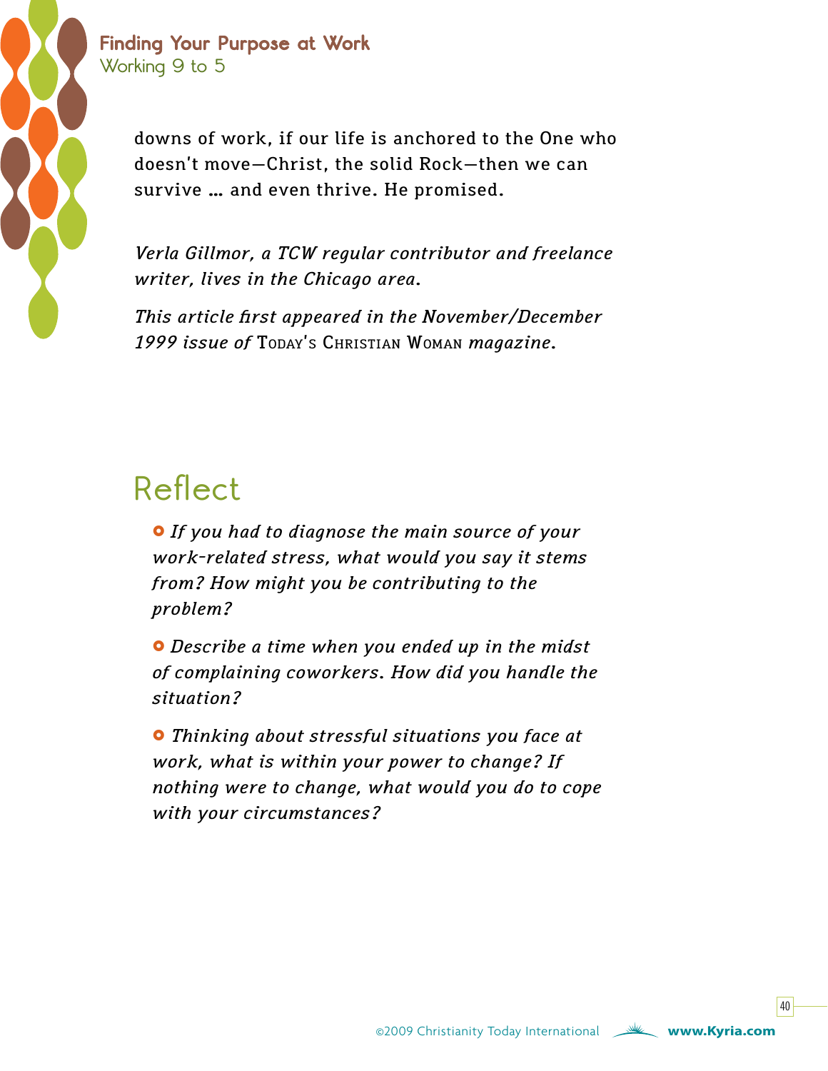downs of work, if our life is anchored to the One who doesn't move—Christ, the solid Rock—then we can survive … and even thrive. He promised.

*Verla Gillmor, a TCW regular contributor and freelance writer, lives in the Chicago area.*

*This article first appeared in the November/December 1999 issue of* Today's Christian Woman *magazine.*

## Reflect

- *If you had to diagnose the main source of your work-related stress, what would you say it stems from? How might you be contributing to the problem?*
- *Describe a time when you ended up in the midst of complaining coworkers. How did you handle the situation?*
- *Thinking about stressful situations you face at work, what is within your power to change? If nothing were to change, what would you do to cope with your circumstances?*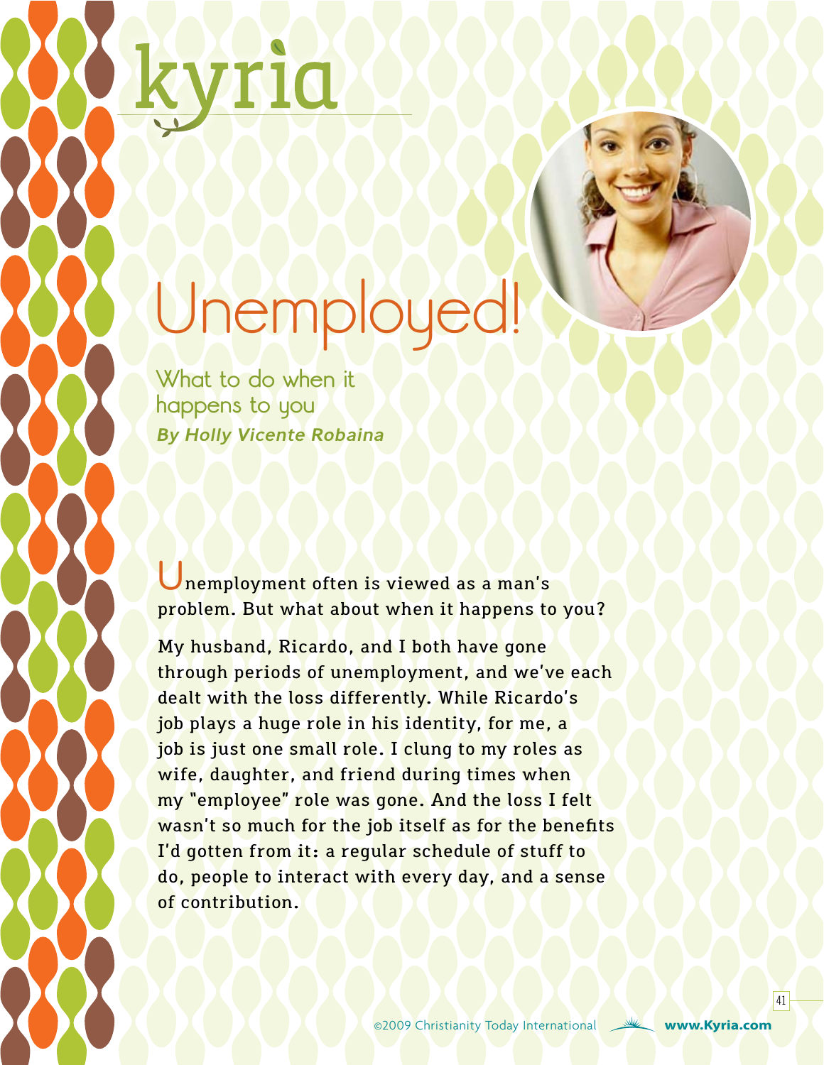# Unemployed!

## What to do when it happens to you

***By Holly Vicente Robaina***

Unemployment often is viewed as a man's problem. But what about when it happens to you?

My husband, Ricardo, and I both have gone through periods of unemployment, and we've each dealt with the loss differently. While Ricardo's job plays a huge role in his identity, for me, a job is just one small role. I clung to my roles as wife, daughter, and friend during times when my "employee" role was gone. And the loss I felt wasn't so much for the job itself as for the benefits I'd gotten from it: a regular schedule of stuff to do, people to interact with every day, and a sense of contribution.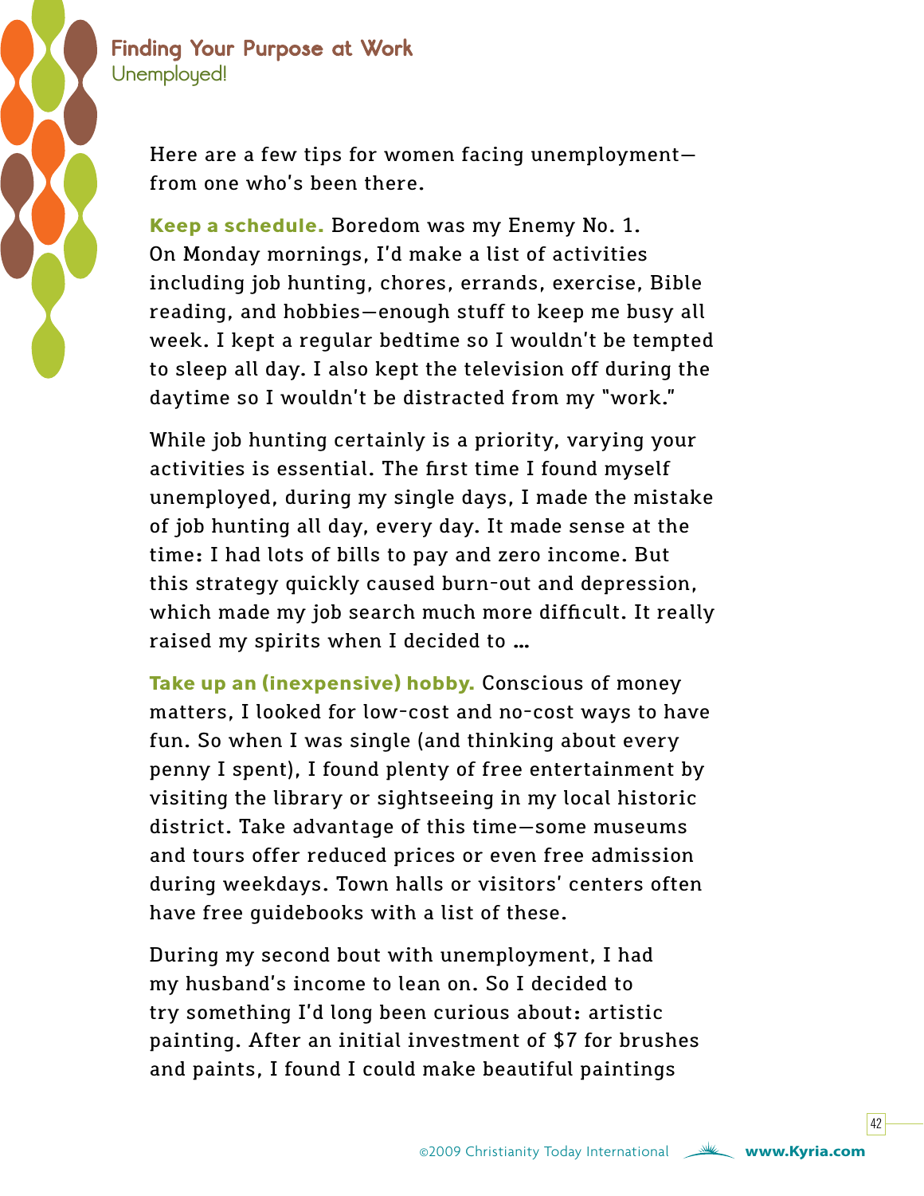Here are a few tips for women facing unemployment—from one who's been there.

**Keep a schedule.** Boredom was my Enemy No. 1. On Monday mornings, I'd make a list of activities including job hunting, chores, errands, exercise, Bible reading, and hobbies—enough stuff to keep me busy all week. I kept a regular bedtime so I wouldn't be tempted to sleep all day. I also kept the television off during the daytime so I wouldn't be distracted from my "work."

While job hunting certainly is a priority, varying your activities is essential. The first time I found myself unemployed, during my single days, I made the mistake of job hunting all day, every day. It made sense at the time: I had lots of bills to pay and zero income. But this strategy quickly caused burn-out and depression, which made my job search much more difficult. It really raised my spirits when I decided to …

**Take up an (inexpensive) hobby.** Conscious of money matters, I looked for low-cost and no-cost ways to have fun. So when I was single (and thinking about every penny I spent), I found plenty of free entertainment by visiting the library or sightseeing in my local historic district. Take advantage of this time—some museums and tours offer reduced prices or even free admission during weekdays. Town halls or visitors' centers often have free guidebooks with a list of these.

During my second bout with unemployment, I had my husband's income to lean on. So I decided to try something I'd long been curious about: artistic painting. After an initial investment of $7 for brushes and paints, I found I could make beautiful paintings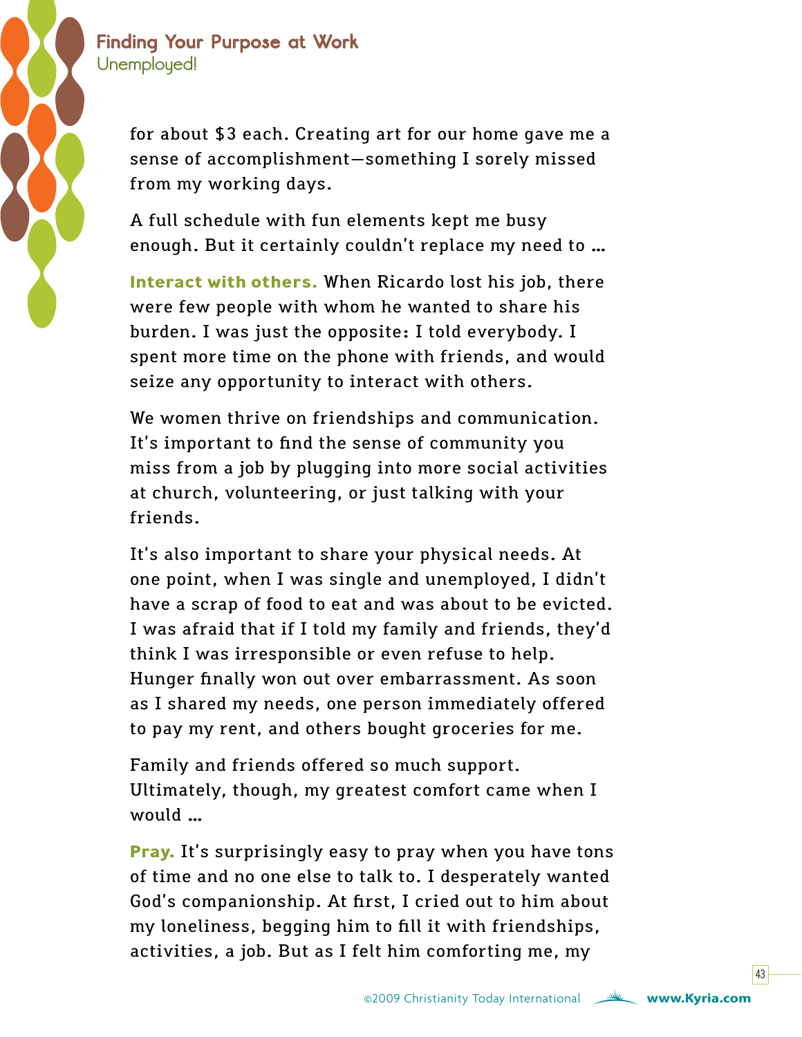for about $3 each. Creating art for our home gave me a sense of accomplishment—something I sorely missed from my working days.

A full schedule with fun elements kept me busy enough. But it certainly couldn't replace my need to …

**Interact with others.** When Ricardo lost his job, there were few people with whom he wanted to share his burden. I was just the opposite: I told everybody. I spent more time on the phone with friends, and would seize any opportunity to interact with others.

We women thrive on friendships and communication. It's important to find the sense of community you miss from a job by plugging into more social activities at church, volunteering, or just talking with your friends.

It's also important to share your physical needs. At one point, when I was single and unemployed, I didn't have a scrap of food to eat and was about to be evicted. I was afraid that if I told my family and friends, they'd think I was irresponsible or even refuse to help. Hunger finally won out over embarrassment. As soon as I shared my needs, one person immediately offered to pay my rent, and others bought groceries for me.

Family and friends offered so much support. Ultimately, though, my greatest comfort came when I would …

**Pray.** It's surprisingly easy to pray when you have tons of time and no one else to talk to. I desperately wanted God's companionship. At first, I cried out to him about my loneliness, begging him to fill it with friendships, activities, a job. But as I felt him comforting me, my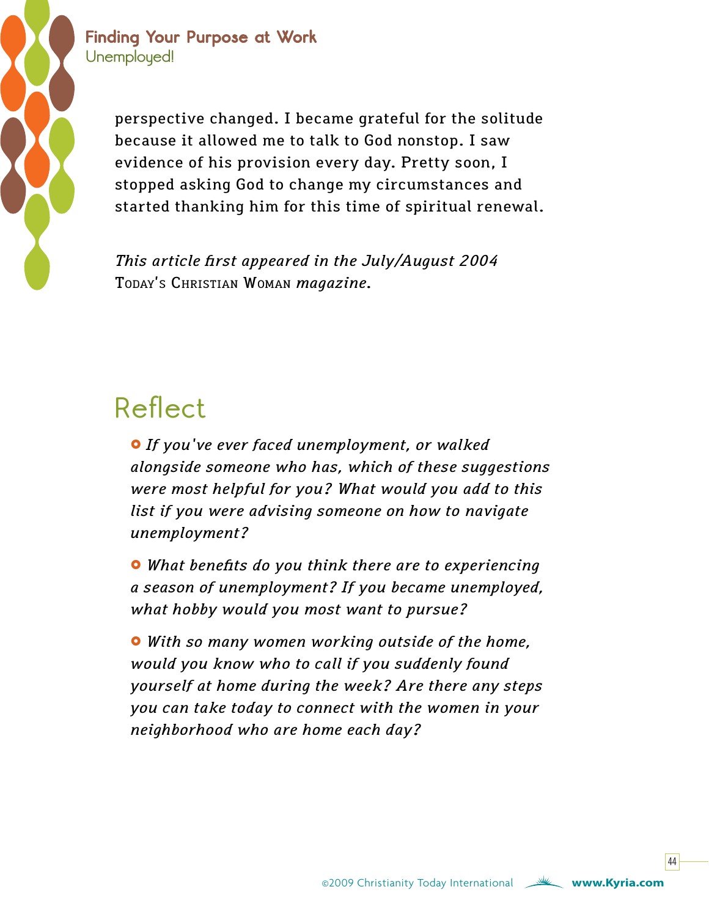perspective changed. I became grateful for the solitude because it allowed me to talk to God nonstop. I saw evidence of his provision every day. Pretty soon, I stopped asking God to change my circumstances and started thanking him for this time of spiritual renewal.

*This article first appeared in the July/August 2004* TODAY'S CHRISTIAN WOMAN *magazine.*

## Reflect

- *If you've ever faced unemployment, or walked alongside someone who has, which of these suggestions were most helpful for you? What would you add to this list if you were advising someone on how to navigate unemployment?*
- *What benefits do you think there are to experiencing a season of unemployment? If you became unemployed, what hobby would you most want to pursue?*
- *With so many women working outside of the home, would you know who to call if you suddenly found yourself at home during the week? Are there any steps you can take today to connect with the women in your neighborhood who are home each day?*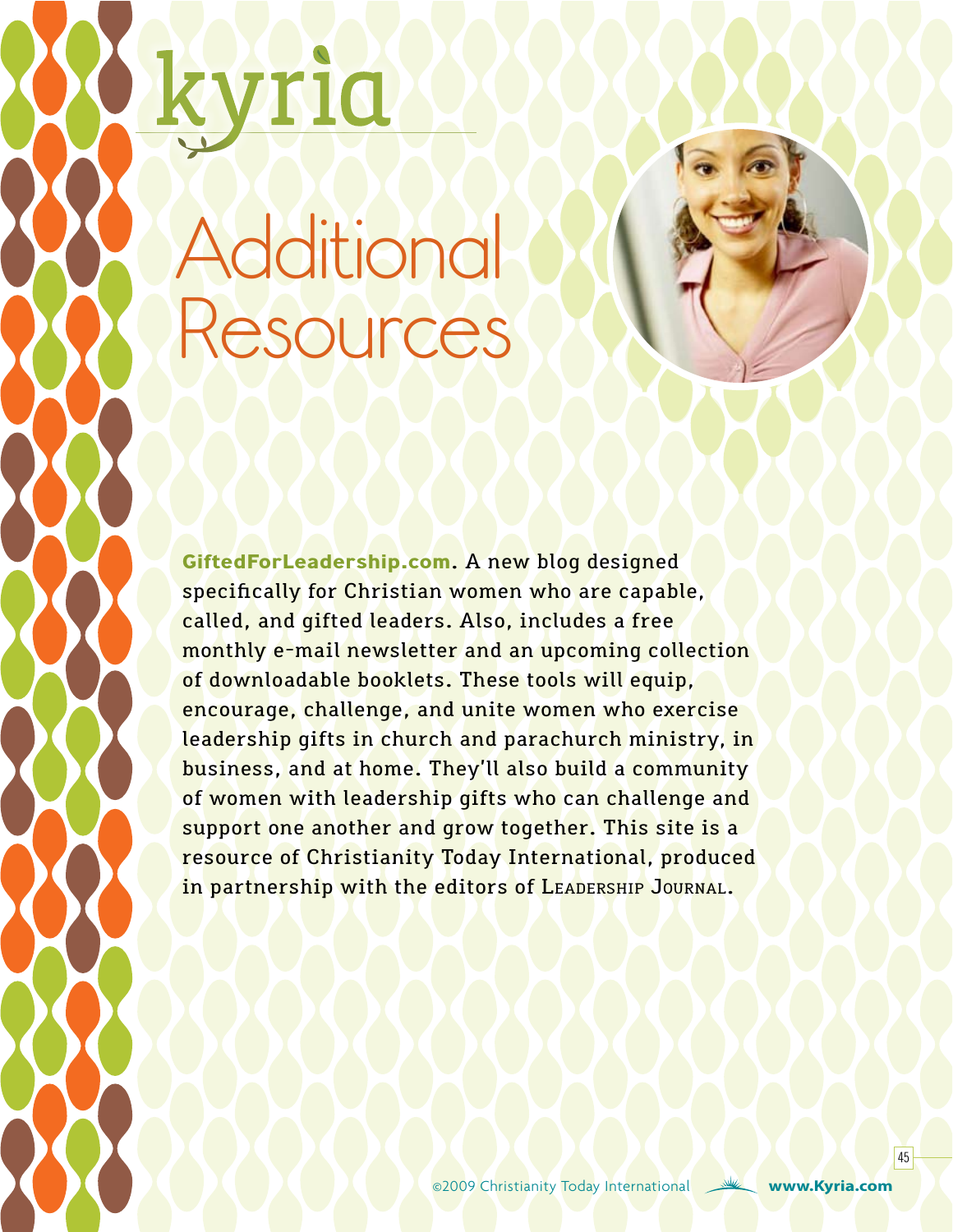kyria

# Additional Resources

**GiftedForLeadership.com**. A new blog designed specifically for Christian women who are capable, called, and gifted leaders. Also, includes a free monthly e-mail newsletter and an upcoming collection of downloadable booklets. These tools will equip, encourage, challenge, and unite women who exercise leadership gifts in church and parachurch ministry, in business, and at home. They'll also build a community of women with leadership gifts who can challenge and support one another and grow together. This site is a resource of Christianity Today International, produced in partnership with the editors of Leadership Journal.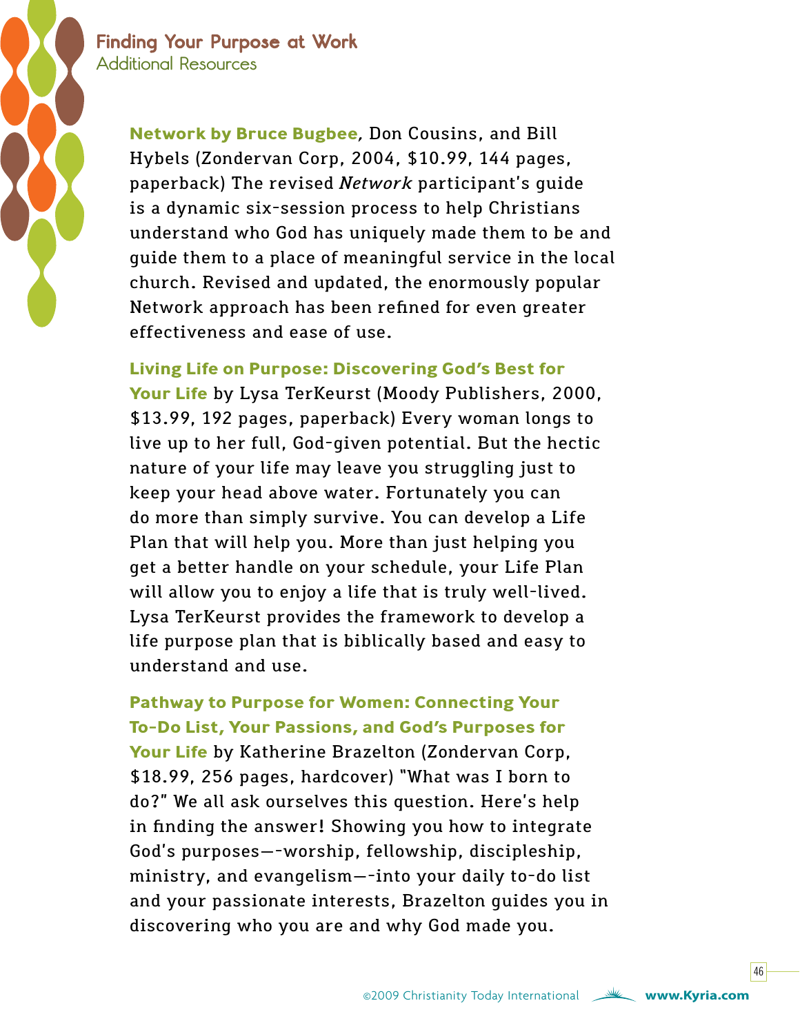**Network by Bruce Bugbee***,* Don Cousins, and Bill Hybels (Zondervan Corp, 2004, $10.99, 144 pages, paperback) The revised *Network* participant's guide is a dynamic six-session process to help Christians understand who God has uniquely made them to be and guide them to a place of meaningful service in the local church. Revised and updated, the enormously popular Network approach has been refined for even greater effectiveness and ease of use.

**Living Life on Purpose: Discovering God's Best for Your Life** by Lysa TerKeurst (Moody Publishers, 2000, $13.99, 192 pages, paperback) Every woman longs to live up to her full, God-given potential. But the hectic nature of your life may leave you struggling just to keep your head above water. Fortunately you can do more than simply survive. You can develop a Life Plan that will help you. More than just helping you get a better handle on your schedule, your Life Plan will allow you to enjoy a life that is truly well-lived. Lysa TerKeurst provides the framework to develop a life purpose plan that is biblically based and easy to understand and use.

**Pathway to Purpose for Women: Connecting Your To-Do List, Your Passions, and God's Purposes for Your Life** by Katherine Brazelton (Zondervan Corp, $18.99, 256 pages, hardcover) "What was I born to do?" We all ask ourselves this question. Here's help in finding the answer! Showing you how to integrate God's purposes—-worship, fellowship, discipleship, ministry, and evangelism—-into your daily to-do list and your passionate interests, Brazelton guides you in discovering who you are and why God made you.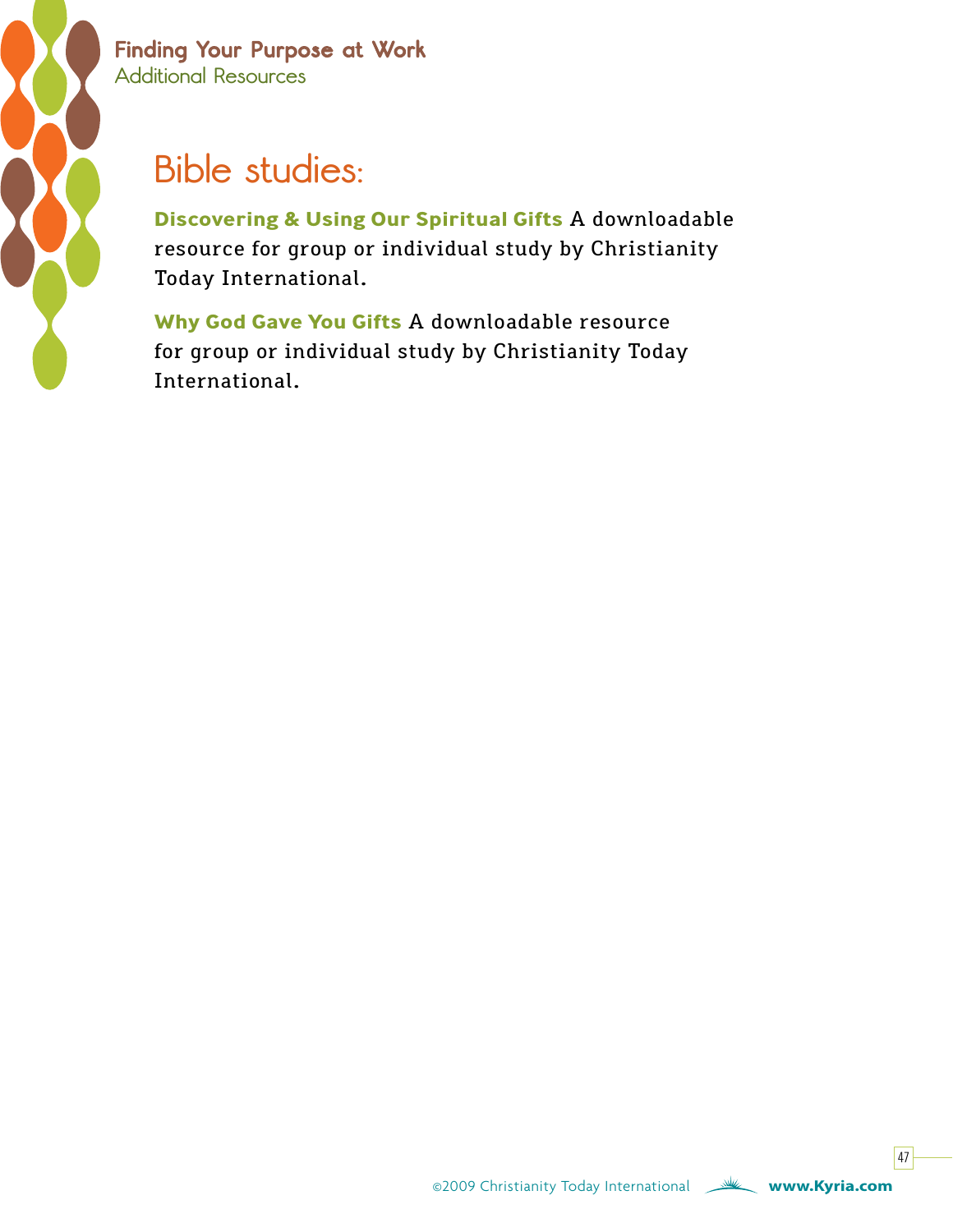## Bible studies:

**Discovering & Using Our Spiritual Gifts** A downloadable resource for group or individual study by Christianity Today International.

**Why God Gave You Gifts** A downloadable resource for group or individual study by Christianity Today International.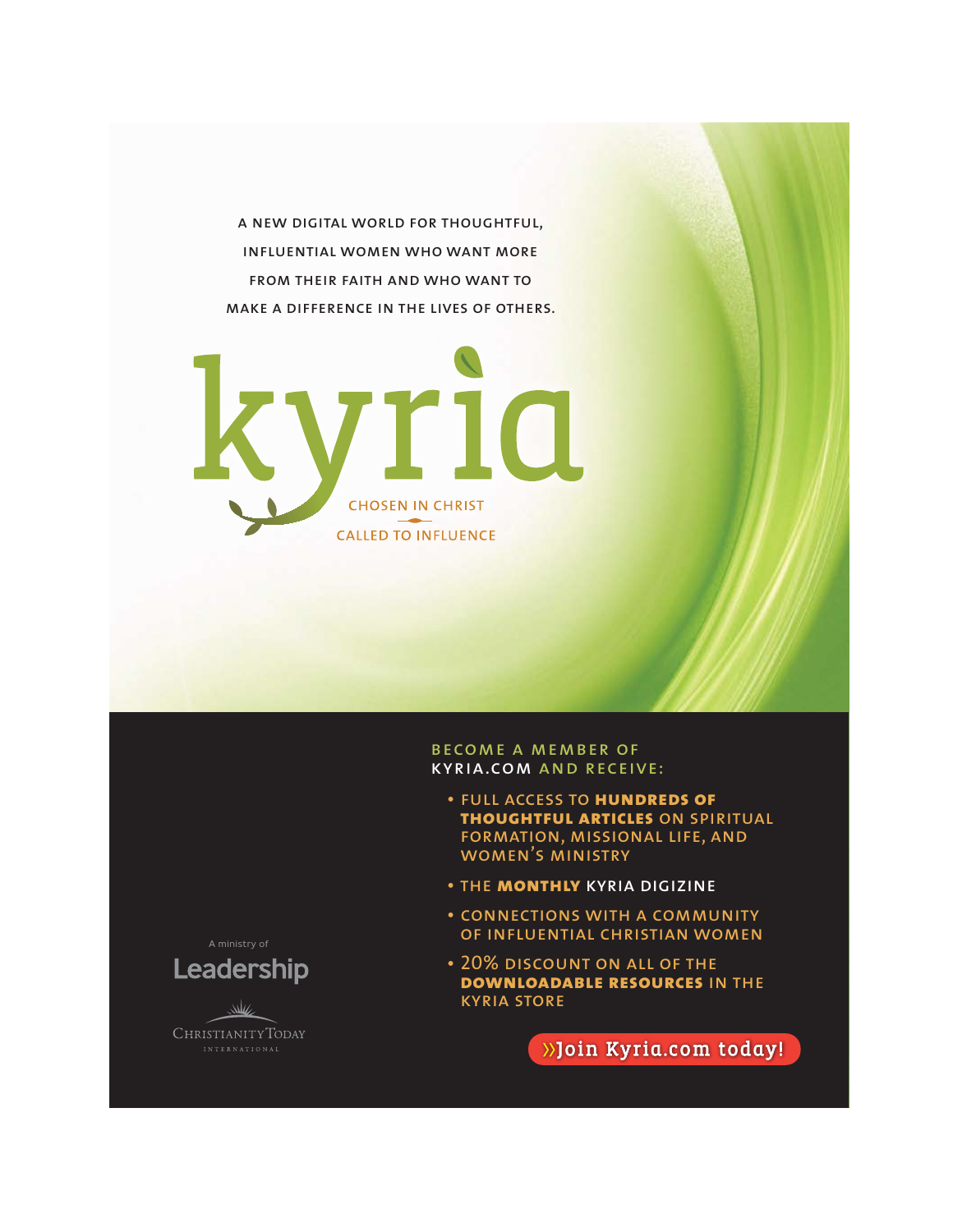A NEW DIGITAL WORLD FOR THOUGHTFUL, INFLUENTIAL WOMEN WHO WANT MORE FROM THEIR FAITH AND WHO WANT TO MAKE A DIFFERENCE IN THE LIVES OF OTHERS.

# kyria

CHOSEN IN CHRIST

CALLED TO INFLUENCE

BECOME A MEMBER OF KYRIA.COM AND RECEIVE:

- FULL ACCESS TO **HUNDREDS OF THOUGHTFUL ARTICLES** ON SPIRITUAL FORMATION, MISSIONAL LIFE, AND WOMEN'S MINISTRY
- THE **MONTHLY** KYRIA DIGIZINE
- CONNECTIONS WITH A COMMUNITY OF INFLUENTIAL CHRISTIAN WOMEN
- 20% DISCOUNT ON ALL OF THE **DOWNLOADABLE RESOURCES** IN THE KYRIA STORE

»Join Kyria.com today!

A ministry of Leadership

CHRISTIANITY TODAY INTERNATIONAL